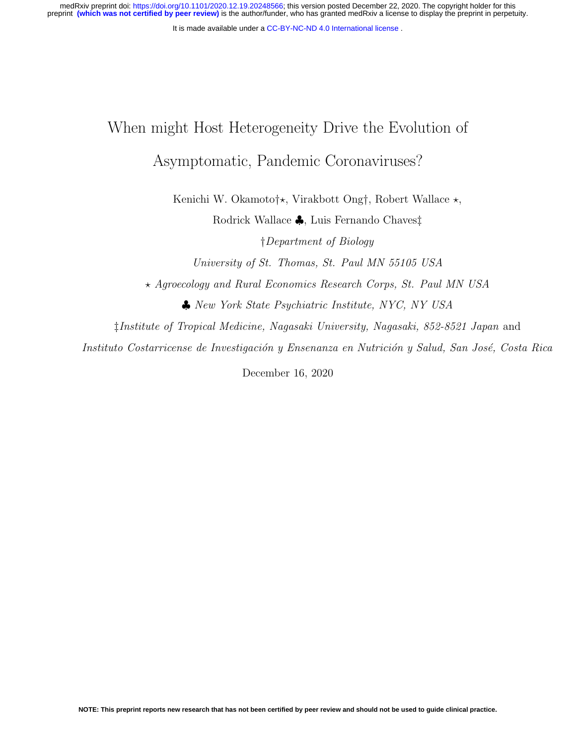# When might Host Heterogeneity Drive the Evolution of Asymptomatic, Pandemic Coronaviruses?

Kenichi W. Okamoto†⋆, Virakbott Ong†, Robert Wallace ⋆,

Rodrick Wallace ♣, Luis Fernando Chaves‡

†*Department of Biology*

*University of St. Thomas, St. Paul MN 55105 USA*

⋆ *Agroecology and Rural Economics Research Corps, St. Paul MN USA*

♣ *New York State Psychiatric Institute, NYC, NY USA*

‡*Institute of Tropical Medicine, Nagasaki University, Nagasaki, 852-8521 Japan* and

*Instituto Costarricense de Investigación y Ensenanza en Nutrición y Salud, San José, Costa Rica*

December 16, 2020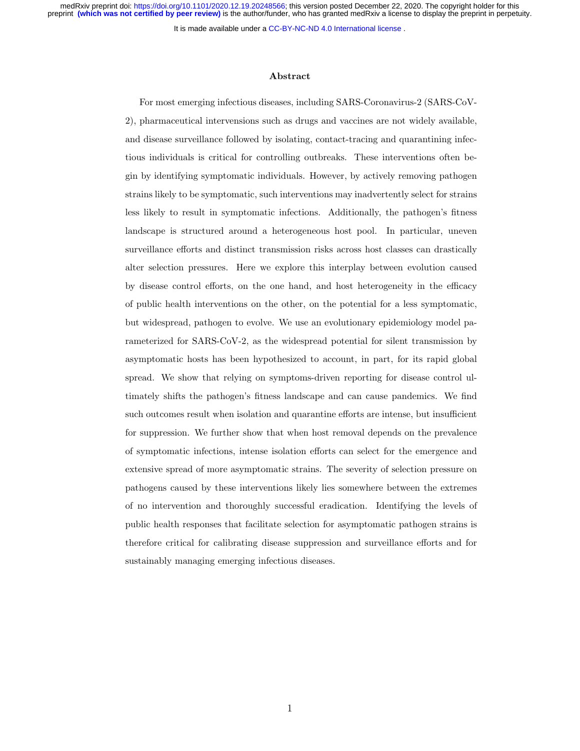## Abstract

For most emerging infectious diseases, including SARS-Coronavirus-2 (SARS-CoV-2), pharmaceutical interventions such as drugs and vaccines are not widely available, and disease surveillance followed by isolating, contact-tracing and quarantining infectious individuals is critical for controlling outbreaks. These interventions often begin by identifying symptomatic individuals. However, by actively removing pathogen strains likely to be symptomatic, such interventions may inadvertently select for strains less likely to result in symptomatic infections. Additionally, the pathogen's fitness landscape is structured around a heterogeneous host pool. In particular, uneven surveillance efforts and distinct transmission risks across host classes can drastically alter selection pressures. Here we explore this interplay between evolution caused by disease control efforts, on the one hand, and host heterogeneity in the efficacy of public health interventions on the other, on the potential for a less symptomatic, but widespread, pathogen to evolve. We use an evolutionary epidemiology model parameterized for SARS-CoV-2, as the widespread potential for silent transmission by asymptomatic hosts has been hypothesized to account, in part, for its rapid global spread. We show that relying on symptoms-driven reporting for disease control ultimately shifts the pathogen's fitness landscape and can cause pandemics. We find such outcomes result when isolation and quarantine efforts are intense, but insufficient for suppression. We further show that when host removal depends on the prevalence of symptomatic infections, intense isolation efforts can select for the emergence and extensive spread of more asymptomatic strains. The severity of selection pressure on pathogens caused by these interventions likely lies somewhere between the extremes of no intervention and thoroughly successful eradication. Identifying the levels of public health responses that facilitate selection for asymptomatic pathogen strains is therefore critical for calibrating disease suppression and surveillance efforts and for sustainably managing emerging infectious diseases.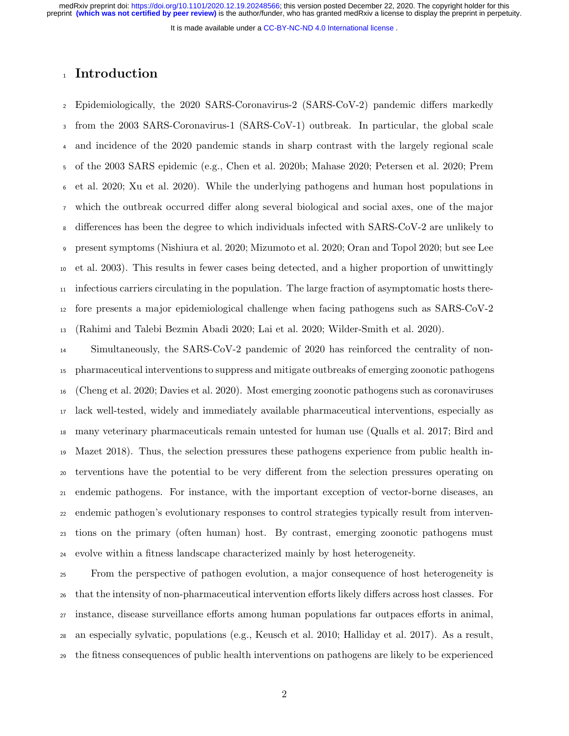# Introduction

Epidemiologically, the 2020 SARS-Coronavirus-2 (SARS-CoV-2) pandemic differs markedly from the 2003 SARS-Coronavirus-1 (SARS-CoV-1) outbreak. In particular, the global scale and incidence of the 2020 pandemic stands in sharp contrast with the largely regional scale of the 2003 SARS epidemic (e.g., Chen et al. 2020b; Mahase 2020; Petersen et al. 2020; Prem et al. 2020; Xu et al. 2020). While the underlying pathogens and human host populations in which the outbreak occurred differ along several biological and social axes, one of the major differences has been the degree to which individuals infected with SARS-CoV-2 are unlikely to present symptoms (Nishiura et al. 2020; Mizumoto et al. 2020; Oran and Topol 2020; but see Lee et al. 2003). This results in fewer cases being detected, and a higher proportion of unwittingly infectious carriers circulating in the population. The large fraction of asymptomatic hosts therefore presents a major epidemiological challenge when facing pathogens such as SARS-CoV-2 (Rahimi and Talebi Bezmin Abadi 2020; Lai et al. 2020; Wilder-Smith et al. 2020).

Simultaneously, the SARS-CoV-2 pandemic of 2020 has reinforced the centrality of non-pharmaceutical interventions to suppress and mitigate outbreaks of emerging zoonotic pathogens (Cheng et al. 2020; Davies et al. 2020). Most emerging zoonotic pathogens such as coronaviruses lack well-tested, widely and immediately available pharmaceutical interventions, especially as many veterinary pharmaceuticals remain untested for human use (Qualls et al. 2017; Bird and Mazet 2018). Thus, the selection pressures these pathogens experience from public health interventions have the potential to be very different from the selection pressures operating on endemic pathogens. For instance, with the important exception of vector-borne diseases, an endemic pathogen's evolutionary responses to control strategies typically result from interventions on the primary (often human) host. By contrast, emerging zoonotic pathogens must evolve within a fitness landscape characterized mainly by host heterogeneity.

From the perspective of pathogen evolution, a major consequence of host heterogeneity is that the intensity of non-pharmaceutical intervention efforts likely differs across host classes. For instance, disease surveillance efforts among human populations far outpaces efforts in animal, an especially sylvatic, populations (e.g., Keusch et al. 2010; Halliday et al. 2017). As a result, the fitness consequences of public health interventions on pathogens are likely to be experienced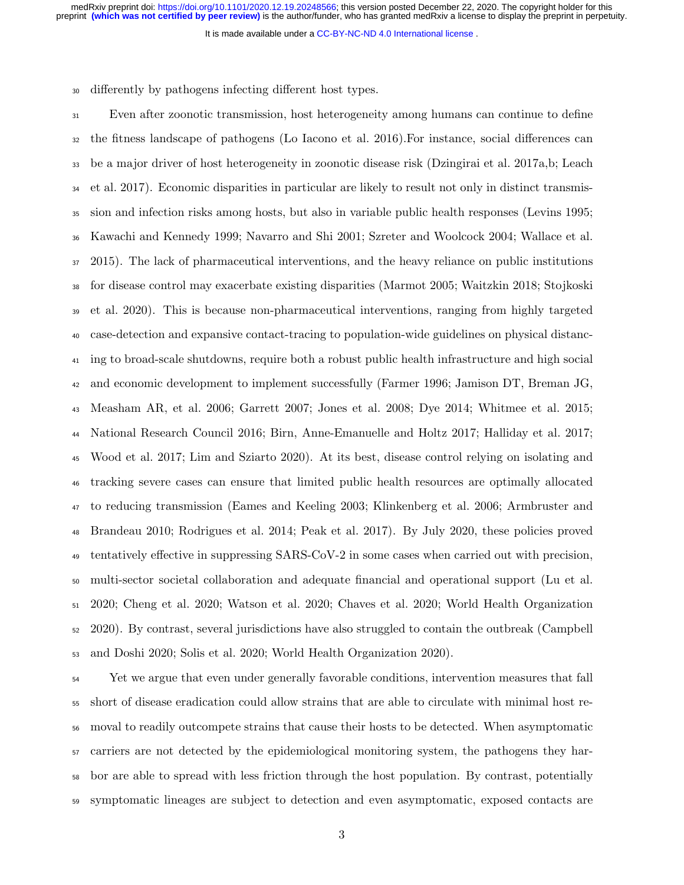differently by pathogens infecting different host types.

Even after zoonotic transmission, host heterogeneity among humans can continue to define the fitness landscape of pathogens (Lo Iacono et al. 2016).For instance, social differences can be a major driver of host heterogeneity in zoonotic disease risk (Dzingirai et al. 2017a,b; Leach et al. 2017). Economic disparities in particular are likely to result not only in distinct transmission and infection risks among hosts, but also in variable public health responses (Levins 1995; Kawachi and Kennedy 1999; Navarro and Shi 2001; Szreter and Woolcock 2004; Wallace et al. 2015). The lack of pharmaceutical interventions, and the heavy reliance on public institutions for disease control may exacerbate existing disparities (Marmot 2005; Waitzkin 2018; Stojkoski et al. 2020). This is because non-pharmaceutical interventions, ranging from highly targeted case-detection and expansive contact-tracing to population-wide guidelines on physical distancing to broad-scale shutdowns, require both a robust public health infrastructure and high social and economic development to implement successfully (Farmer 1996; Jamison DT, Breman JG, Measham AR, et al. 2006; Garrett 2007; Jones et al. 2008; Dye 2014; Whitmee et al. 2015; National Research Council 2016; Birn, Anne-Emanuelle and Holtz 2017; Halliday et al. 2017; Wood et al. 2017; Lim and Sziarto 2020). At its best, disease control relying on isolating and tracking severe cases can ensure that limited public health resources are optimally allocated to reducing transmission (Eames and Keeling 2003; Klinkenberg et al. 2006; Armbruster and Brandeau 2010; Rodrigues et al. 2014; Peak et al. 2017). By July 2020, these policies proved tentatively effective in suppressing SARS-CoV-2 in some cases when carried out with precision, multi-sector societal collaboration and adequate financial and operational support (Lu et al. 2020; Cheng et al. 2020; Watson et al. 2020; Chaves et al. 2020; World Health Organization 2020). By contrast, several jurisdictions have also struggled to contain the outbreak (Campbell and Doshi 2020; Solis et al. 2020; World Health Organization 2020).

Yet we argue that even under generally favorable conditions, intervention measures that fall short of disease eradication could allow strains that are able to circulate with minimal host removal to readily outcompete strains that cause their hosts to be detected. When asymptomatic carriers are not detected by the epidemiological monitoring system, the pathogens they harbor are able to spread with less friction through the host population. By contrast, potentially symptomatic lineages are subject to detection and even asymptomatic, exposed contacts are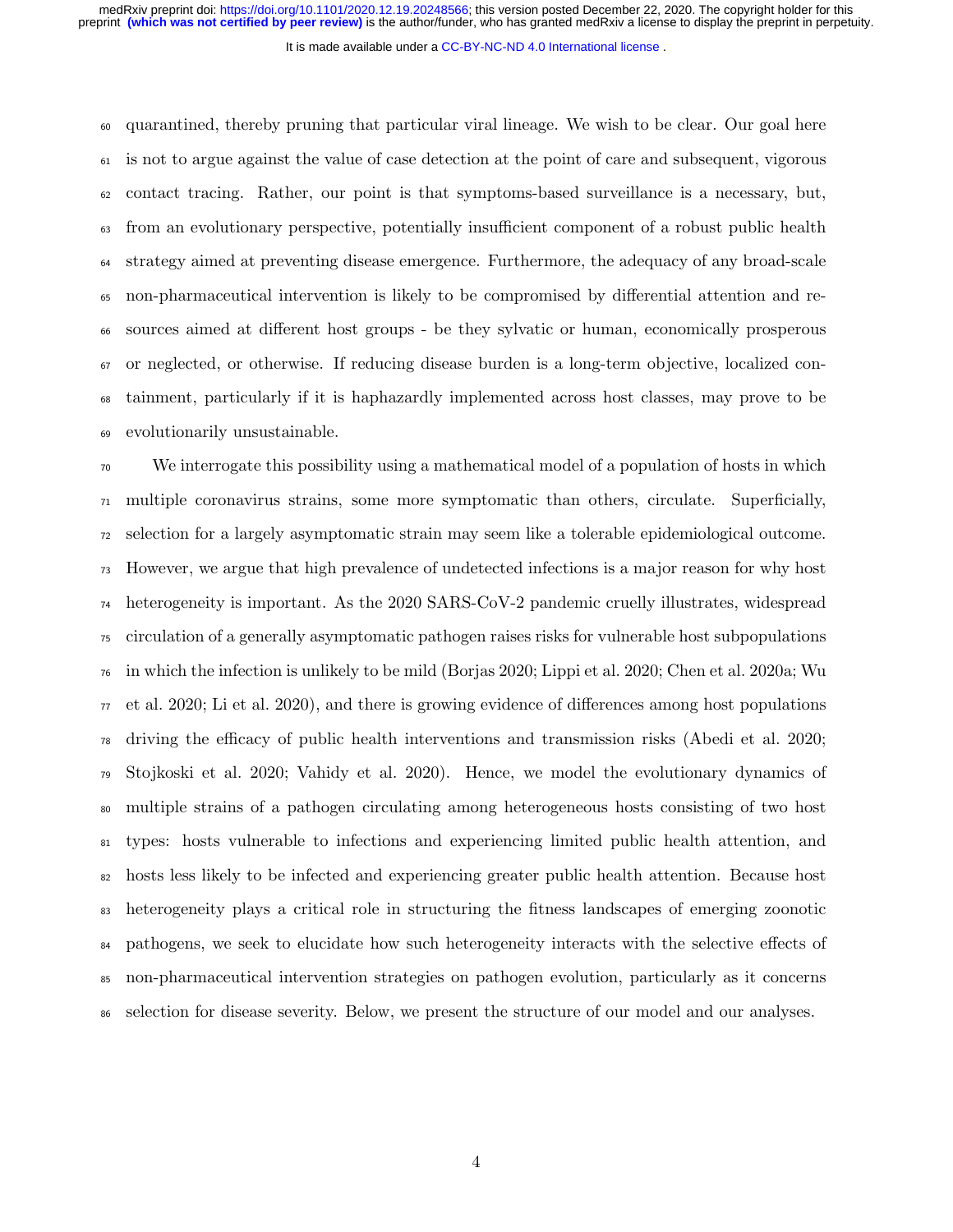quarantined, thereby pruning that particular viral lineage. We wish to be clear. Our goal here is not to argue against the value of case detection at the point of care and subsequent, vigorous contact tracing. Rather, our point is that symptoms-based surveillance is a necessary, but, from an evolutionary perspective, potentially insufficient component of a robust public health strategy aimed at preventing disease emergence. Furthermore, the adequacy of any broad-scale non-pharmaceutical intervention is likely to be compromised by differential attention and resources aimed at different host groups - be they sylvatic or human, economically prosperous or neglected, or otherwise. If reducing disease burden is a long-term objective, localized containment, particularly if it is haphazardly implemented across host classes, may prove to be evolutionarily unsustainable.

We interrogate this possibility using a mathematical model of a population of hosts in which multiple coronavirus strains, some more symptomatic than others, circulate. Superficially, selection for a largely asymptomatic strain may seem like a tolerable epidemiological outcome. However, we argue that high prevalence of undetected infections is a major reason for why host heterogeneity is important. As the 2020 SARS-CoV-2 pandemic cruelly illustrates, widespread circulation of a generally asymptomatic pathogen raises risks for vulnerable host subpopulations in which the infection is unlikely to be mild (Borjas 2020; Lippi et al. 2020; Chen et al. 2020a; Wu et al. 2020; Li et al. 2020), and there is growing evidence of differences among host populations driving the efficacy of public health interventions and transmission risks (Abedi et al. 2020; Stojkoski et al. 2020; Vahidy et al. 2020). Hence, we model the evolutionary dynamics of multiple strains of a pathogen circulating among heterogeneous hosts consisting of two host types: hosts vulnerable to infections and experiencing limited public health attention, and hosts less likely to be infected and experiencing greater public health attention. Because host heterogeneity plays a critical role in structuring the fitness landscapes of emerging zoonotic pathogens, we seek to elucidate how such heterogeneity interacts with the selective effects of non-pharmaceutical intervention strategies on pathogen evolution, particularly as it concerns selection for disease severity. Below, we present the structure of our model and our analyses.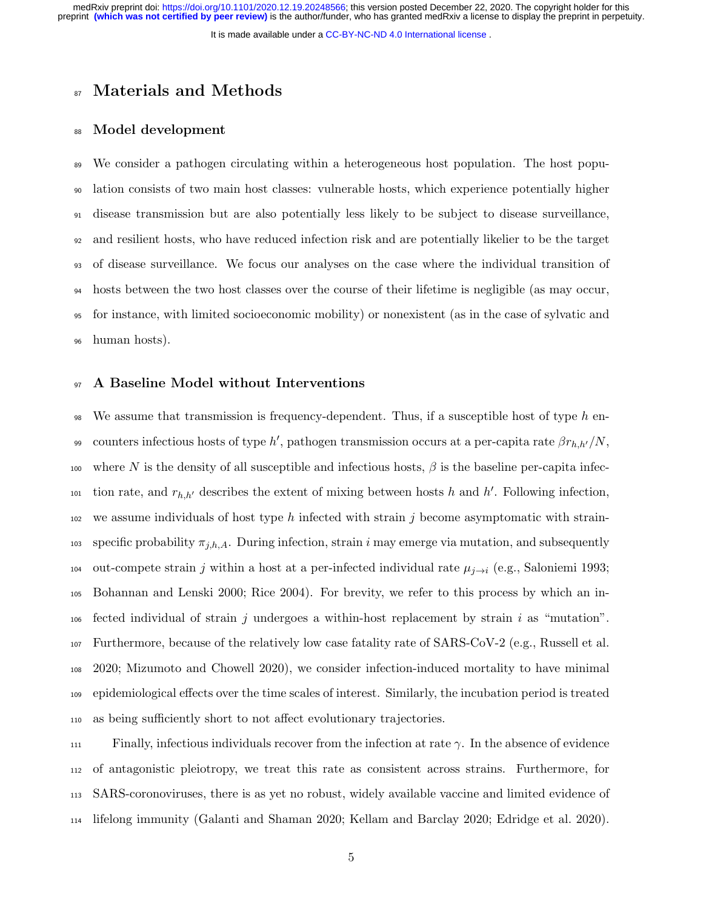# Materials and Methods

## Model development

We consider a pathogen circulating within a heterogeneous host population. The host population consists of two main host classes: vulnerable hosts, which experience potentially higher disease transmission but are also potentially less likely to be subject to disease surveillance, and resilient hosts, who have reduced infection risk and are potentially likelier to be the target of disease surveillance. We focus our analyses on the case where the individual transition of hosts between the two host classes over the course of their lifetime is negligible (as may occur, for instance, with limited socioeconomic mobility) or nonexistent (as in the case of sylvatic and human hosts).

## A Baseline Model without Interventions

We assume that transmission is frequency-dependent. Thus, if a susceptible host of type $h$ encounters infectious hosts of type $h'$, pathogen transmission occurs at a per-capita rate $\beta r_{h,h'}/N$, where $N$ is the density of all susceptible and infectious hosts, $\beta$ is the baseline per-capita infection rate, and $r_{h,h'}$ describes the extent of mixing between hosts $h$ and $h'$. Following infection, we assume individuals of host type $h$ infected with strain $j$ become asymptomatic with strain-specific probability $\pi_{j,h,A}$. During infection, strain $i$ may emerge via mutation, and subsequently out-compete strain $j$ within a host at a per-infected individual rate $\mu_{j \to i}$ (e.g., Saloniemi 1993; Bohannan and Lenski 2000; Rice 2004). For brevity, we refer to this process by which an infected individual of strain $j$ undergoes a within-host replacement by strain $i$ as "mutation". Furthermore, because of the relatively low case fatality rate of SARS-CoV-2 (e.g., Russell et al. 2020; Mizumoto and Chowell 2020), we consider infection-induced mortality to have minimal epidemiological effects over the time scales of interest. Similarly, the incubation period is treated as being sufficiently short to not affect evolutionary trajectories.

Finally, infectious individuals recover from the infection at rate $\gamma$. In the absence of evidence of antagonistic pleiotropy, we treat this rate as consistent across strains. Furthermore, for SARS-coronoviruses, there is as yet no robust, widely available vaccine and limited evidence of lifelong immunity (Galanti and Shaman 2020; Kellam and Barclay 2020; Edridge et al. 2020).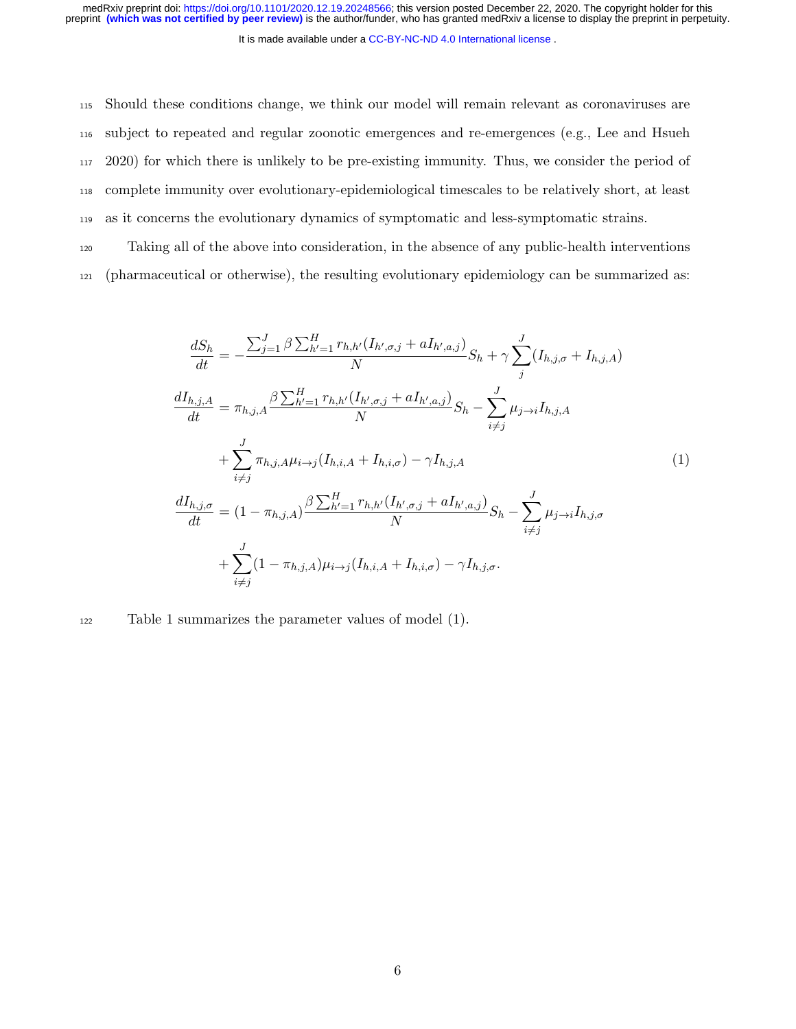Should these conditions change, we think our model will remain relevant as coronaviruses are subject to repeated and regular zoonotic emergences and re-emergences (e.g., Lee and Hsueh 2020) for which there is unlikely to be pre-existing immunity. Thus, we consider the period of complete immunity over evolutionary-epidemiological timescales to be relatively short, at least as it concerns the evolutionary dynamics of symptomatic and less-symptomatic strains.

Taking all of the above into consideration, in the absence of any public-health interventions (pharmaceutical or otherwise), the resulting evolutionary epidemiology can be summarized as:

$$
\begin{aligned}
\frac{dS_h}{dt} &= -\frac{\sum_{j=1}^{J} \beta \sum_{h'=1}^{H} r_{h,h'}(I_{h',\sigma,j} + aI_{h',a,j})}{N} S_h + \gamma \sum_{j}^{J} (I_{h,j,\sigma} + I_{h,j,A}) \\
\frac{dI_{h,j,A}}{dt} &= \pi_{h,j,A} \frac{\beta \sum_{h'=1}^{H} r_{h,h'}(I_{h',\sigma,j} + aI_{h',a,j})}{N} S_h - \sum_{i \neq j}^{J} \mu_{j \to i} I_{h,j,A} \\
&\quad + \sum_{i \neq j}^{J} \pi_{h,j,A} \mu_{i \to j} (I_{h,i,A} + I_{h,i,\sigma}) - \gamma I_{h,j,A} \\
\frac{dI_{h,j,\sigma}}{dt} &= (1 - \pi_{h,j,A}) \frac{\beta \sum_{h'=1}^{H} r_{h,h'}(I_{h',\sigma,j} + aI_{h',a,j})}{N} S_h - \sum_{i \neq j}^{J} \mu_{j \to i} I_{h,j,\sigma} \\
&\quad + \sum_{i \neq j}^{J} (1 - \pi_{h,j,A}) \mu_{i \to j} (I_{h,i,A} + I_{h,i,\sigma}) - \gamma I_{h,j,\sigma}.
\end{aligned}
\tag{1}
$$

Table 1 summarizes the parameter values of model (1).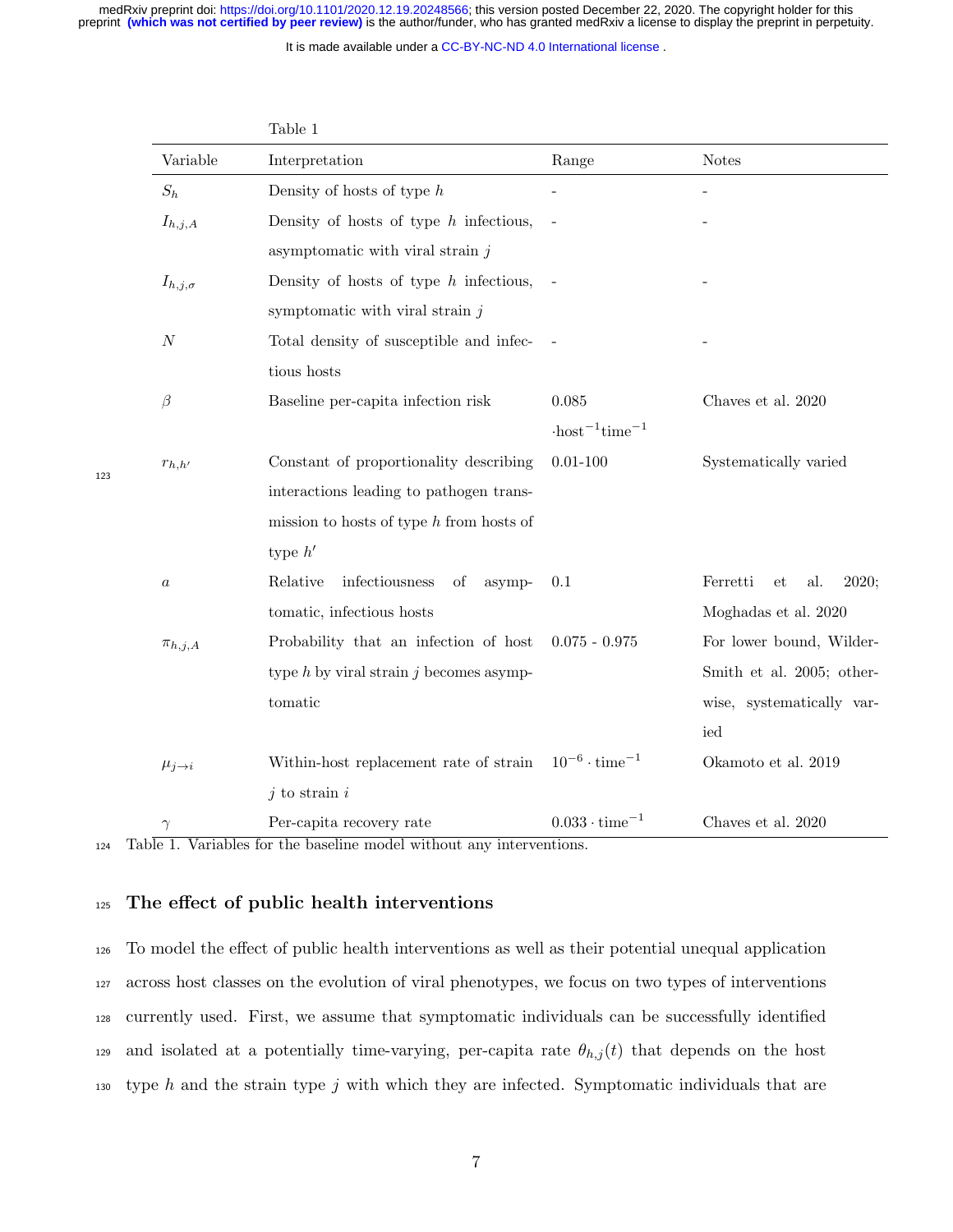Table 1

| Variable | Interpretation | Range | Notes |
|---|---|---|---|
| $S_h$ | Density of hosts of type $h$ | - | - |
| $I_{h,j,A}$ | Density of hosts of type $h$ infectious, asymptomatic with viral strain $j$ | - | - |
| $I_{h,j,\sigma}$ | Density of hosts of type $h$ infectious, symptomatic with viral strain $j$ | - | - |
| $N$ | Total density of susceptible and infectious hosts | - | - |
| $\beta$ | Baseline per-capita infection risk | 0.085 $\cdot\text{host}^{-1}\text{time}^{-1}$ | Chaves et al. 2020 |
| $r_{h,h'}$ | Constant of proportionality describing interactions leading to pathogen transmission to hosts of type $h$ from hosts of type $h'$ | 0.01-100 | Systematically varied |
| $a$ | Relative infectiousness of asymptomatic, infectious hosts | 0.1 | Ferretti et al. 2020; Moghadas et al. 2020 |
| $\pi_{h,j,A}$ | Probability that an infection of host type $h$ by viral strain $j$ becomes asymptomatic | 0.075 - 0.975 | For lower bound, Wilder-Smith et al. 2005; otherwise, systematically varied |
| $\mu_{j\to i}$ | Within-host replacement rate of strain $j$ to strain $i$ | $10^{-6}\cdot\text{time}^{-1}$ | Okamoto et al. 2019 |
| $\gamma$ | Per-capita recovery rate | $0.033\cdot\text{time}^{-1}$ | Chaves et al. 2020 |

Table 1. Variables for the baseline model without any interventions.

## The effect of public health interventions

To model the effect of public health interventions as well as their potential unequal application across host classes on the evolution of viral phenotypes, we focus on two types of interventions currently used. First, we assume that symptomatic individuals can be successfully identified and isolated at a potentially time-varying, per-capita rate $\theta_{h,j}(t)$ that depends on the host type $h$ and the strain type $j$ with which they are infected. Symptomatic individuals that are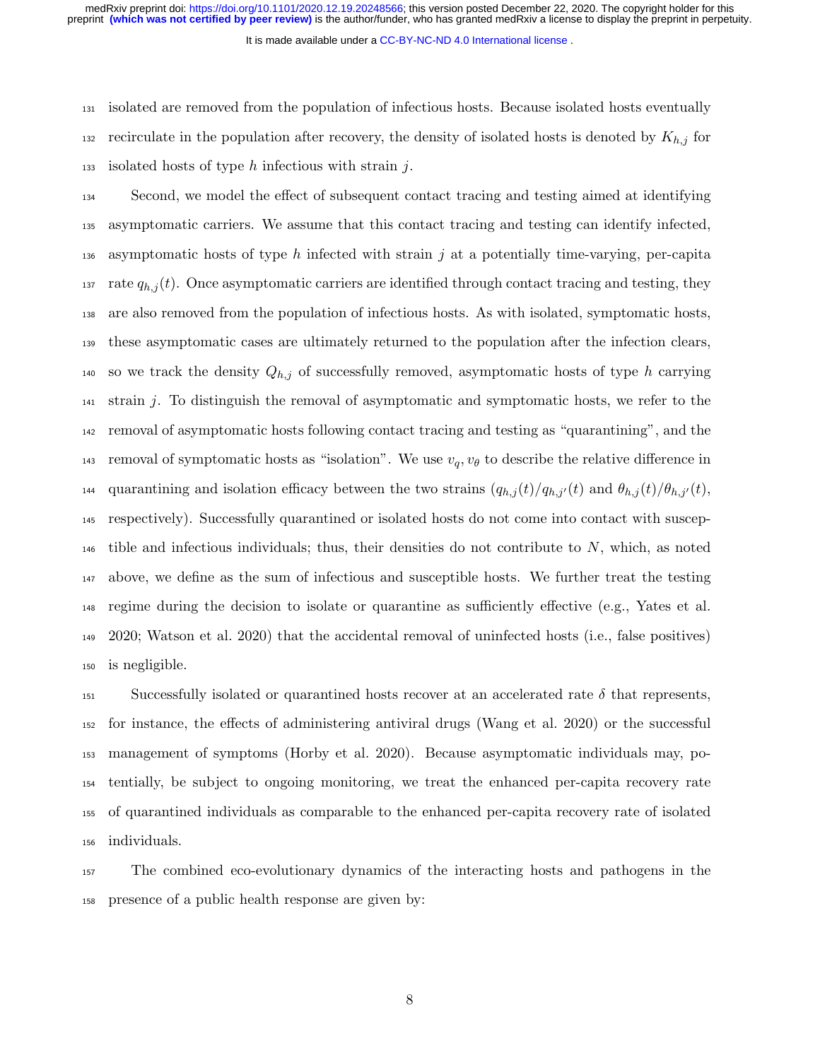isolated are removed from the population of infectious hosts. Because isolated hosts eventually recirculate in the population after recovery, the density of isolated hosts is denoted by $K_{h,j}$ for isolated hosts of type $h$ infectious with strain $j$.

Second, we model the effect of subsequent contact tracing and testing aimed at identifying asymptomatic carriers. We assume that this contact tracing and testing can identify infected, asymptomatic hosts of type $h$ infected with strain $j$ at a potentially time-varying, per-capita rate $q_{h,j}(t)$. Once asymptomatic carriers are identified through contact tracing and testing, they are also removed from the population of infectious hosts. As with isolated, symptomatic hosts, these asymptomatic cases are ultimately returned to the population after the infection clears, so we track the density $Q_{h,j}$ of successfully removed, asymptomatic hosts of type $h$ carrying strain $j$. To distinguish the removal of asymptomatic and symptomatic hosts, we refer to the removal of asymptomatic hosts following contact tracing and testing as "quarantining", and the removal of symptomatic hosts as "isolation". We use $v_q, v_\theta$ to describe the relative difference in quarantining and isolation efficacy between the two strains ($q_{h,j}(t)/q_{h,j'}(t)$ and $\theta_{h,j}(t)/\theta_{h,j'}(t)$, respectively). Successfully quarantined or isolated hosts do not come into contact with susceptible and infectious individuals; thus, their densities do not contribute to $N$, which, as noted above, we define as the sum of infectious and susceptible hosts. We further treat the testing regime during the decision to isolate or quarantine as sufficiently effective (e.g., Yates et al. 2020; Watson et al. 2020) that the accidental removal of uninfected hosts (i.e., false positives) is negligible.

Successfully isolated or quarantined hosts recover at an accelerated rate $\delta$ that represents, for instance, the effects of administering antiviral drugs (Wang et al. 2020) or the successful management of symptoms (Horby et al. 2020). Because asymptomatic individuals may, potentially, be subject to ongoing monitoring, we treat the enhanced per-capita recovery rate of quarantined individuals as comparable to the enhanced per-capita recovery rate of isolated individuals.

The combined eco-evolutionary dynamics of the interacting hosts and pathogens in the presence of a public health response are given by: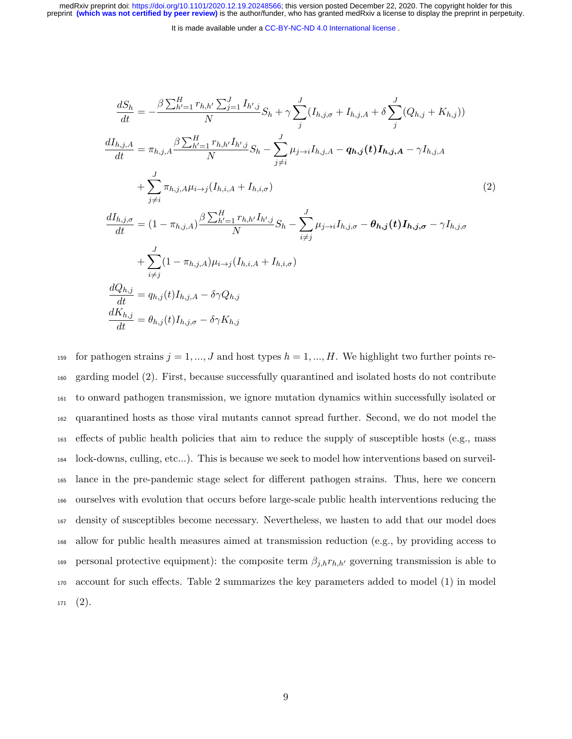$$
\begin{aligned}
\frac{dS_h}{dt} &= -\frac{\beta \sum_{h'=1}^{H} r_{h,h'} \sum_{j=1}^{J} I_{h',j}}{N} S_h + \gamma \sum_{j}^{J} (I_{h,j,\sigma} + I_{h,j,A} + \delta \sum_{j}^{J} (Q_{h,j} + K_{h,j})) \\
\frac{dI_{h,j,A}}{dt} &= \pi_{h,j,A} \frac{\beta \sum_{h'=1}^{H} r_{h,h'} I_{h',j}}{N} S_h - \sum_{j \neq i}^{J} \mu_{j \to i} I_{h,j,A} - \boldsymbol{q_{h,j}(t) I_{h,j,A}} - \gamma I_{h,j,A} \\
&\quad + \sum_{j \neq i}^{J} \pi_{h,j,A} \mu_{i \to j} (I_{h,i,A} + I_{h,i,\sigma}) \\
\frac{dI_{h,j,\sigma}}{dt} &= (1 - \pi_{h,j,A}) \frac{\beta \sum_{h'=1}^{H} r_{h,h'} I_{h',j}}{N} S_h - \sum_{i \neq j}^{J} \mu_{j \to i} I_{h,j,\sigma} - \boldsymbol{\theta_{h,j}(t) I_{h,j,\sigma}} - \gamma I_{h,j,\sigma} \\
&\quad + \sum_{i \neq j}^{J} (1 - \pi_{h,j,A}) \mu_{i \to j} (I_{h,i,A} + I_{h,i,\sigma}) \\
\frac{dQ_{h,j}}{dt} &= q_{h,j}(t) I_{h,j,A} - \delta \gamma Q_{h,j} \\
\frac{dK_{h,j}}{dt} &= \theta_{h,j}(t) I_{h,j,\sigma} - \delta \gamma K_{h,j}
\end{aligned}
\tag{2}
$$

for pathogen strains $j = 1, ..., J$ and host types $h = 1, ..., H$. We highlight two further points regarding model (2). First, because successfully quarantined and isolated hosts do not contribute to onward pathogen transmission, we ignore mutation dynamics within successfully isolated or quarantined hosts as those viral mutants cannot spread further. Second, we do not model the effects of public health policies that aim to reduce the supply of susceptible hosts (e.g., mass lock-downs, culling, etc...). This is because we seek to model how interventions based on surveillance in the pre-pandemic stage select for different pathogen strains. Thus, here we concern ourselves with evolution that occurs before large-scale public health interventions reducing the density of susceptibles become necessary. Nevertheless, we hasten to add that our model does allow for public health measures aimed at transmission reduction (e.g., by providing access to personal protective equipment): the composite term $\beta_{j,h} r_{h,h'}$ governing transmission is able to account for such effects. Table 2 summarizes the key parameters added to model (1) in model (2).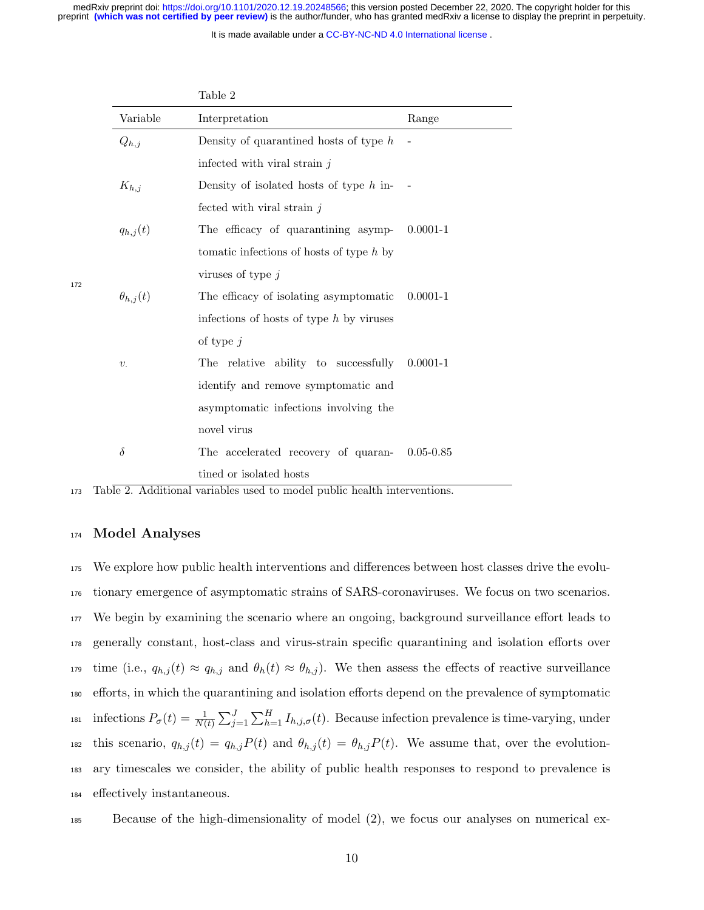Table 2

| Variable | Interpretation | Range |
|---|---|---|
| $Q_{h,j}$ | Density of quarantined hosts of type $h$ infected with viral strain $j$ | - |
| $K_{h,j}$ | Density of isolated hosts of type $h$ infected with viral strain $j$ | - |
| $q_{h,j}(t)$ | The efficacy of quarantining asymptomatic infections of hosts of type $h$ by viruses of type $j$ | 0.0001-1 |
| $\theta_{h,j}(t)$ | The efficacy of isolating asymptomatic infections of hosts of type $h$ by viruses of type $j$ | 0.0001-1 |
| $v.$ | The relative ability to successfully identify and remove symptomatic and asymptomatic infections involving the novel virus | 0.0001-1 |
| $\delta$ | The accelerated recovery of quarantined or isolated hosts | 0.05-0.85 |

Table 2. Additional variables used to model public health interventions.

## Model Analyses

We explore how public health interventions and differences between host classes drive the evolutionary emergence of asymptomatic strains of SARS-coronaviruses. We focus on two scenarios. We begin by examining the scenario where an ongoing, background surveillance effort leads to generally constant, host-class and virus-strain specific quarantining and isolation efforts over time (i.e., $q_{h,j}(t) \approx q_{h,j}$ and $\theta_h(t) \approx \theta_{h,j}$). We then assess the effects of reactive surveillance efforts, in which the quarantining and isolation efforts depend on the prevalence of symptomatic infections $P_\sigma(t) = \frac{1}{N(t)} \sum_{j=1}^{J} \sum_{h=1}^{H} I_{h,j,\sigma}(t)$. Because infection prevalence is time-varying, under this scenario, $q_{h,j}(t) = q_{h,j}P(t)$ and $\theta_{h,j}(t) = \theta_{h,j}P(t)$. We assume that, over the evolutionary timescales we consider, the ability of public health responses to respond to prevalence is effectively instantaneous.

Because of the high-dimensionality of model (2), we focus our analyses on numerical ex-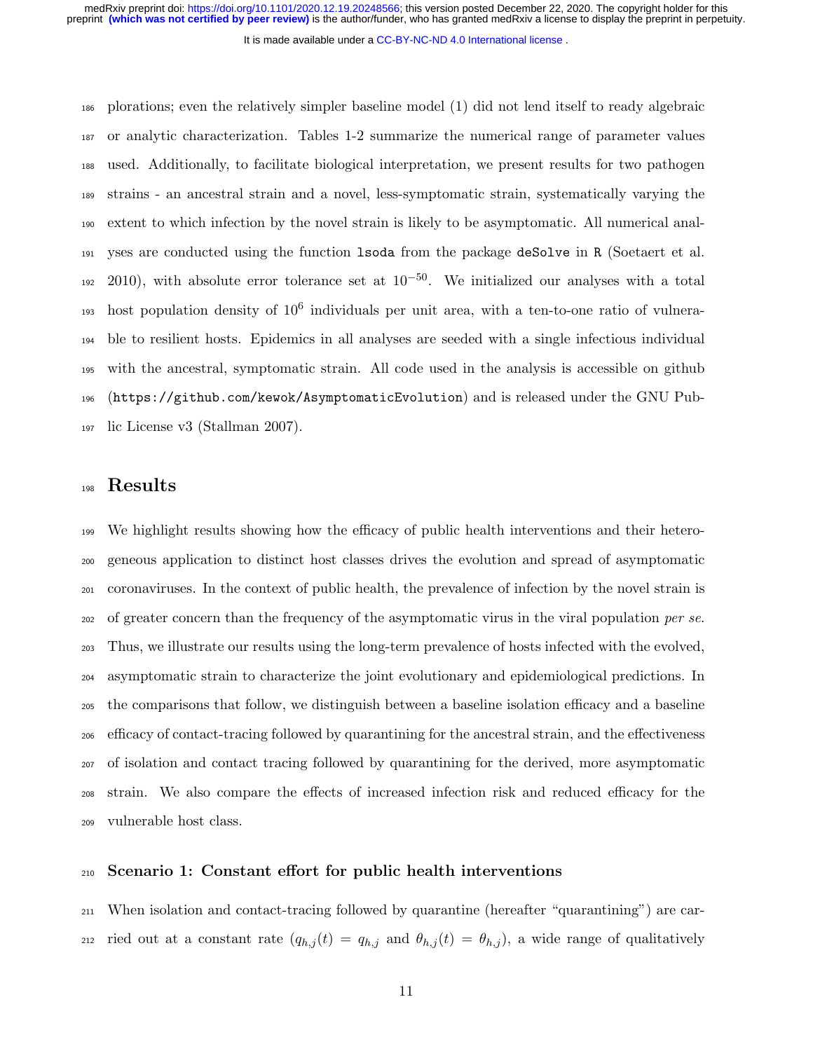plorations; even the relatively simpler baseline model (1) did not lend itself to ready algebraic or analytic characterization. Tables 1-2 summarize the numerical range of parameter values used. Additionally, to facilitate biological interpretation, we present results for two pathogen strains - an ancestral strain and a novel, less-symptomatic strain, systematically varying the extent to which infection by the novel strain is likely to be asymptomatic. All numerical analyses are conducted using the function `lsoda` from the package `deSolve` in `R` (Soetaert et al. 2010), with absolute error tolerance set at $10^{-50}$. We initialized our analyses with a total host population density of $10^6$ individuals per unit area, with a ten-to-one ratio of vulnerable to resilient hosts. Epidemics in all analyses are seeded with a single infectious individual with the ancestral, symptomatic strain. All code used in the analysis is accessible on github (`https://github.com/kewok/AsymptomaticEvolution`) and is released under the GNU Public License v3 (Stallman 2007).

# Results

We highlight results showing how the efficacy of public health interventions and their heterogeneous application to distinct host classes drives the evolution and spread of asymptomatic coronaviruses. In the context of public health, the prevalence of infection by the novel strain is of greater concern than the frequency of the asymptomatic virus in the viral population *per se*. Thus, we illustrate our results using the long-term prevalence of hosts infected with the evolved, asymptomatic strain to characterize the joint evolutionary and epidemiological predictions. In the comparisons that follow, we distinguish between a baseline isolation efficacy and a baseline efficacy of contact-tracing followed by quarantining for the ancestral strain, and the effectiveness of isolation and contact tracing followed by quarantining for the derived, more asymptomatic strain. We also compare the effects of increased infection risk and reduced efficacy for the vulnerable host class.

## Scenario 1: Constant effort for public health interventions

When isolation and contact-tracing followed by quarantine (hereafter "quarantining") are carried out at a constant rate ($q_{h,j}(t) = q_{h,j}$ and $\theta_{h,j}(t) = \theta_{h,j}$), a wide range of qualitatively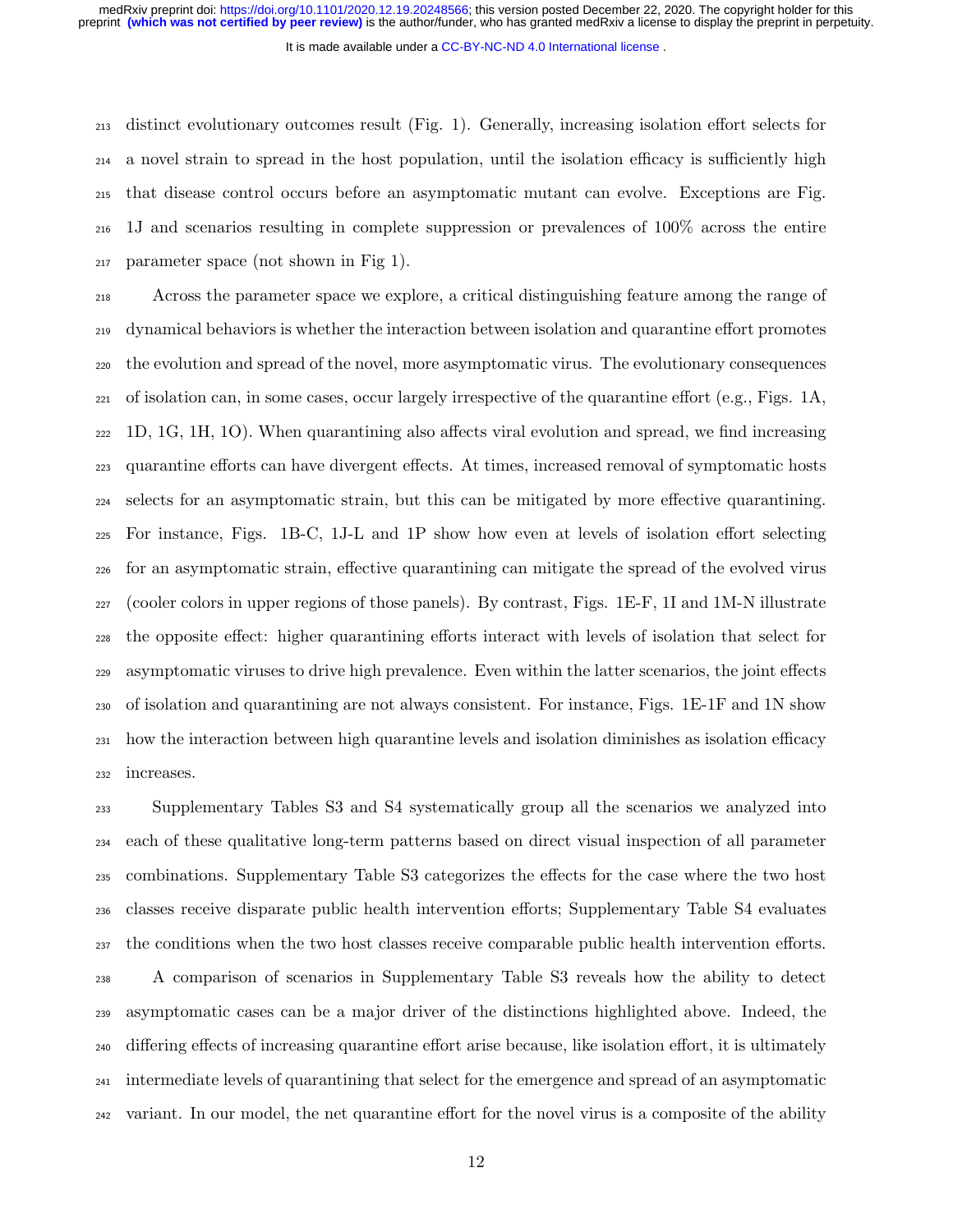distinct evolutionary outcomes result (Fig. 1). Generally, increasing isolation effort selects for a novel strain to spread in the host population, until the isolation efficacy is sufficiently high that disease control occurs before an asymptomatic mutant can evolve. Exceptions are Fig. 1J and scenarios resulting in complete suppression or prevalences of 100% across the entire parameter space (not shown in Fig 1).

Across the parameter space we explore, a critical distinguishing feature among the range of dynamical behaviors is whether the interaction between isolation and quarantine effort promotes the evolution and spread of the novel, more asymptomatic virus. The evolutionary consequences of isolation can, in some cases, occur largely irrespective of the quarantine effort (e.g., Figs. 1A, 1D, 1G, 1H, 1O). When quarantining also affects viral evolution and spread, we find increasing quarantine efforts can have divergent effects. At times, increased removal of symptomatic hosts selects for an asymptomatic strain, but this can be mitigated by more effective quarantining. For instance, Figs. 1B-C, 1J-L and 1P show how even at levels of isolation effort selecting for an asymptomatic strain, effective quarantining can mitigate the spread of the evolved virus (cooler colors in upper regions of those panels). By contrast, Figs. 1E-F, 1I and 1M-N illustrate the opposite effect: higher quarantining efforts interact with levels of isolation that select for asymptomatic viruses to drive high prevalence. Even within the latter scenarios, the joint effects of isolation and quarantining are not always consistent. For instance, Figs. 1E-1F and 1N show how the interaction between high quarantine levels and isolation diminishes as isolation efficacy increases.

Supplementary Tables S3 and S4 systematically group all the scenarios we analyzed into each of these qualitative long-term patterns based on direct visual inspection of all parameter combinations. Supplementary Table S3 categorizes the effects for the case where the two host classes receive disparate public health intervention efforts; Supplementary Table S4 evaluates the conditions when the two host classes receive comparable public health intervention efforts.

A comparison of scenarios in Supplementary Table S3 reveals how the ability to detect asymptomatic cases can be a major driver of the distinctions highlighted above. Indeed, the differing effects of increasing quarantine effort arise because, like isolation effort, it is ultimately intermediate levels of quarantining that select for the emergence and spread of an asymptomatic variant. In our model, the net quarantine effort for the novel virus is a composite of the ability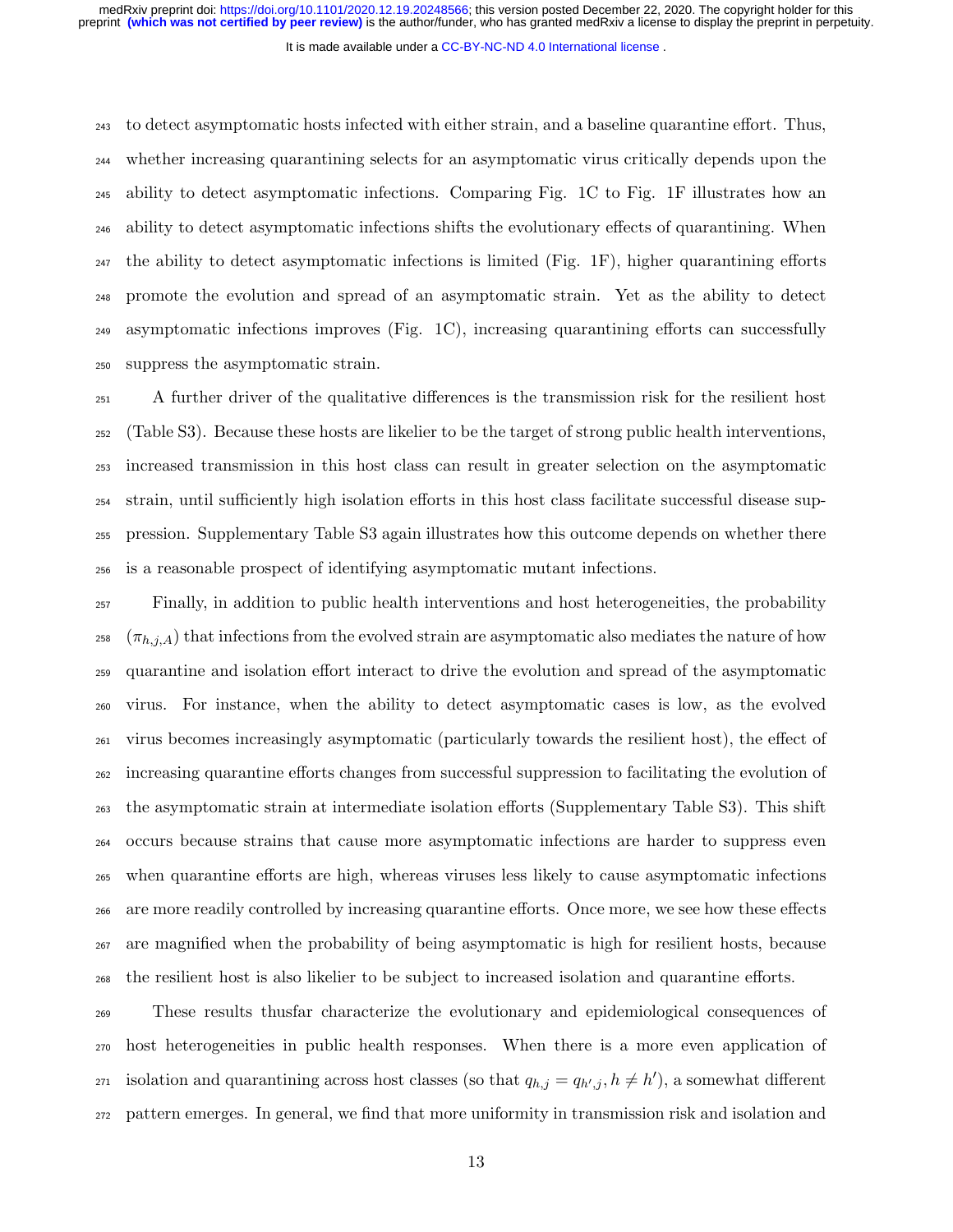to detect asymptomatic hosts infected with either strain, and a baseline quarantine effort. Thus, whether increasing quarantining selects for an asymptomatic virus critically depends upon the ability to detect asymptomatic infections. Comparing Fig. 1C to Fig. 1F illustrates how an ability to detect asymptomatic infections shifts the evolutionary effects of quarantining. When the ability to detect asymptomatic infections is limited (Fig. 1F), higher quarantining efforts promote the evolution and spread of an asymptomatic strain. Yet as the ability to detect asymptomatic infections improves (Fig. 1C), increasing quarantining efforts can successfully suppress the asymptomatic strain.

A further driver of the qualitative differences is the transmission risk for the resilient host (Table S3). Because these hosts are likelier to be the target of strong public health interventions, increased transmission in this host class can result in greater selection on the asymptomatic strain, until sufficiently high isolation efforts in this host class facilitate successful disease suppression. Supplementary Table S3 again illustrates how this outcome depends on whether there is a reasonable prospect of identifying asymptomatic mutant infections.

Finally, in addition to public health interventions and host heterogeneities, the probability ($\pi_{h,j,A}$) that infections from the evolved strain are asymptomatic also mediates the nature of how quarantine and isolation effort interact to drive the evolution and spread of the asymptomatic virus. For instance, when the ability to detect asymptomatic cases is low, as the evolved virus becomes increasingly asymptomatic (particularly towards the resilient host), the effect of increasing quarantine efforts changes from successful suppression to facilitating the evolution of the asymptomatic strain at intermediate isolation efforts (Supplementary Table S3). This shift occurs because strains that cause more asymptomatic infections are harder to suppress even when quarantine efforts are high, whereas viruses less likely to cause asymptomatic infections are more readily controlled by increasing quarantine efforts. Once more, we see how these effects are magnified when the probability of being asymptomatic is high for resilient hosts, because the resilient host is also likelier to be subject to increased isolation and quarantine efforts.

These results thusfar characterize the evolutionary and epidemiological consequences of host heterogeneities in public health responses. When there is a more even application of isolation and quarantining across host classes (so that $q_{h,j} = q_{h',j}, h \neq h'$), a somewhat different pattern emerges. In general, we find that more uniformity in transmission risk and isolation and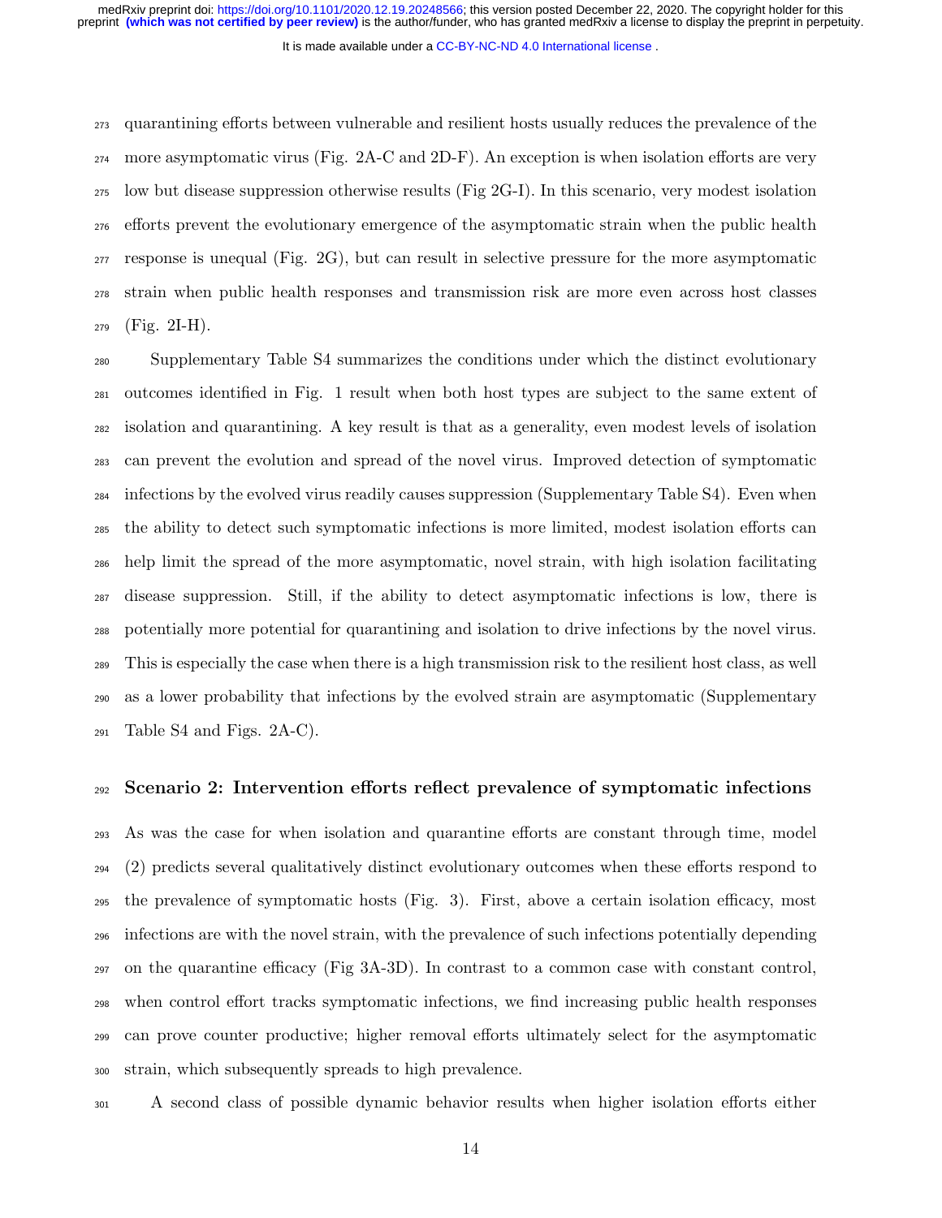quarantining efforts between vulnerable and resilient hosts usually reduces the prevalence of the more asymptomatic virus (Fig. 2A-C and 2D-F). An exception is when isolation efforts are very low but disease suppression otherwise results (Fig 2G-I). In this scenario, very modest isolation efforts prevent the evolutionary emergence of the asymptomatic strain when the public health response is unequal (Fig. 2G), but can result in selective pressure for the more asymptomatic strain when public health responses and transmission risk are more even across host classes (Fig. 2I-H).

Supplementary Table S4 summarizes the conditions under which the distinct evolutionary outcomes identified in Fig. 1 result when both host types are subject to the same extent of isolation and quarantining. A key result is that as a generality, even modest levels of isolation can prevent the evolution and spread of the novel virus. Improved detection of symptomatic infections by the evolved virus readily causes suppression (Supplementary Table S4). Even when the ability to detect such symptomatic infections is more limited, modest isolation efforts can help limit the spread of the more asymptomatic, novel strain, with high isolation facilitating disease suppression. Still, if the ability to detect asymptomatic infections is low, there is potentially more potential for quarantining and isolation to drive infections by the novel virus. This is especially the case when there is a high transmission risk to the resilient host class, as well as a lower probability that infections by the evolved strain are asymptomatic (Supplementary Table S4 and Figs. 2A-C).

## Scenario 2: Intervention efforts reflect prevalence of symptomatic infections

As was the case for when isolation and quarantine efforts are constant through time, model (2) predicts several qualitatively distinct evolutionary outcomes when these efforts respond to the prevalence of symptomatic hosts (Fig. 3). First, above a certain isolation efficacy, most infections are with the novel strain, with the prevalence of such infections potentially depending on the quarantine efficacy (Fig 3A-3D). In contrast to a common case with constant control, when control effort tracks symptomatic infections, we find increasing public health responses can prove counter productive; higher removal efforts ultimately select for the asymptomatic strain, which subsequently spreads to high prevalence.

A second class of possible dynamic behavior results when higher isolation efforts either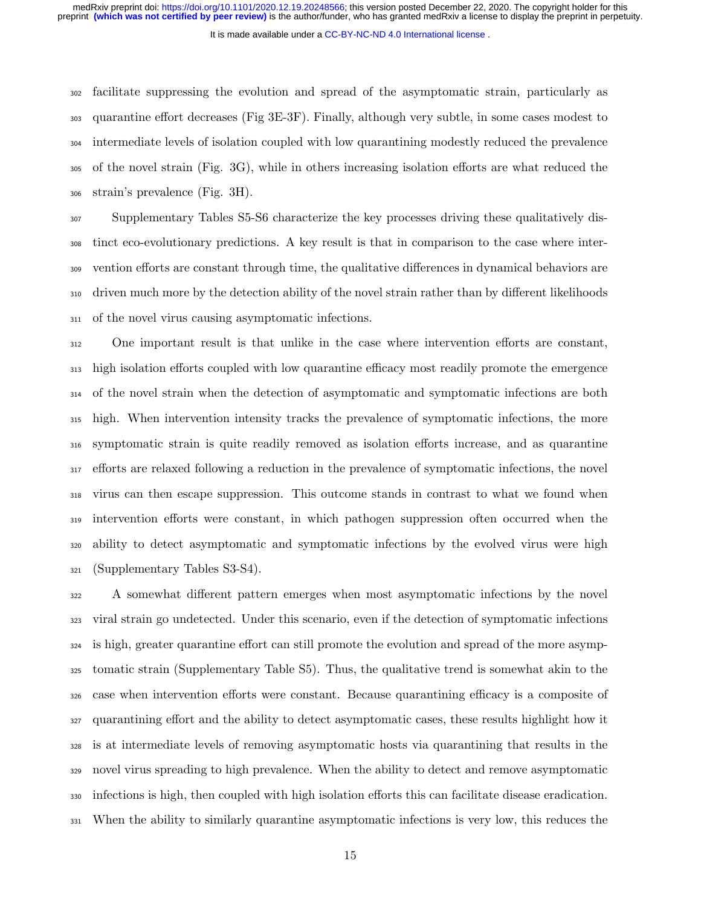facilitate suppressing the evolution and spread of the asymptomatic strain, particularly as quarantine effort decreases (Fig 3E-3F). Finally, although very subtle, in some cases modest to intermediate levels of isolation coupled with low quarantining modestly reduced the prevalence of the novel strain (Fig. 3G), while in others increasing isolation efforts are what reduced the strain's prevalence (Fig. 3H).

Supplementary Tables S5-S6 characterize the key processes driving these qualitatively distinct eco-evolutionary predictions. A key result is that in comparison to the case where intervention efforts are constant through time, the qualitative differences in dynamical behaviors are driven much more by the detection ability of the novel strain rather than by different likelihoods of the novel virus causing asymptomatic infections.

One important result is that unlike in the case where intervention efforts are constant, high isolation efforts coupled with low quarantine efficacy most readily promote the emergence of the novel strain when the detection of asymptomatic and symptomatic infections are both high. When intervention intensity tracks the prevalence of symptomatic infections, the more symptomatic strain is quite readily removed as isolation efforts increase, and as quarantine efforts are relaxed following a reduction in the prevalence of symptomatic infections, the novel virus can then escape suppression. This outcome stands in contrast to what we found when intervention efforts were constant, in which pathogen suppression often occurred when the ability to detect asymptomatic and symptomatic infections by the evolved virus were high (Supplementary Tables S3-S4).

A somewhat different pattern emerges when most asymptomatic infections by the novel viral strain go undetected. Under this scenario, even if the detection of symptomatic infections is high, greater quarantine effort can still promote the evolution and spread of the more asymptomatic strain (Supplementary Table S5). Thus, the qualitative trend is somewhat akin to the case when intervention efforts were constant. Because quarantining efficacy is a composite of quarantining effort and the ability to detect asymptomatic cases, these results highlight how it is at intermediate levels of removing asymptomatic hosts via quarantining that results in the novel virus spreading to high prevalence. When the ability to detect and remove asymptomatic infections is high, then coupled with high isolation efforts this can facilitate disease eradication. When the ability to similarly quarantine asymptomatic infections is very low, this reduces the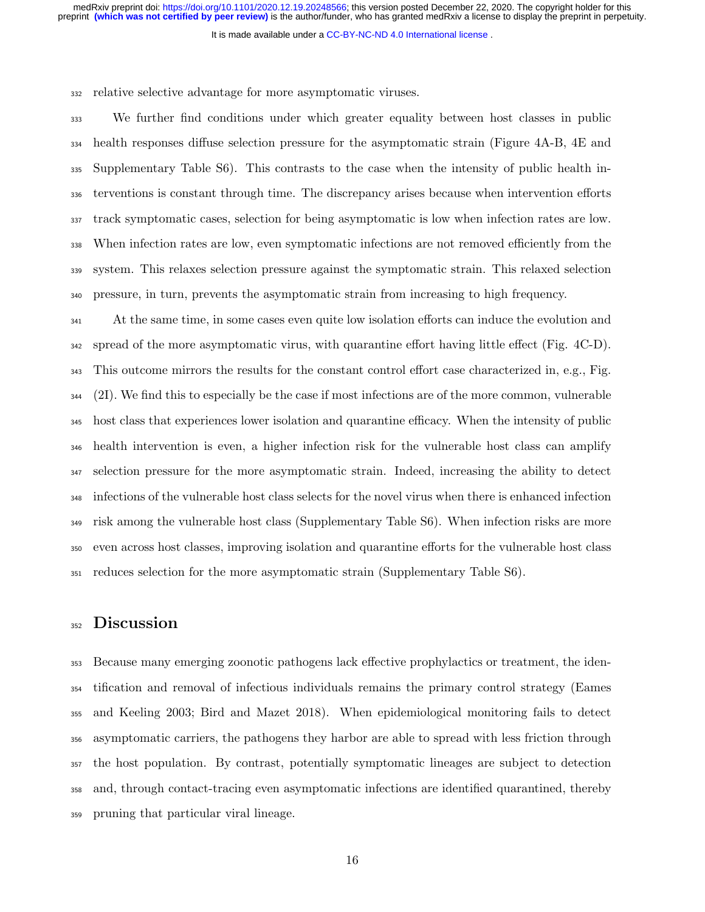relative selective advantage for more asymptomatic viruses.

We further find conditions under which greater equality between host classes in public health responses diffuse selection pressure for the asymptomatic strain (Figure 4A-B, 4E and Supplementary Table S6). This contrasts to the case when the intensity of public health interventions is constant through time. The discrepancy arises because when intervention efforts track symptomatic cases, selection for being asymptomatic is low when infection rates are low. When infection rates are low, even symptomatic infections are not removed efficiently from the system. This relaxes selection pressure against the symptomatic strain. This relaxed selection pressure, in turn, prevents the asymptomatic strain from increasing to high frequency.

At the same time, in some cases even quite low isolation efforts can induce the evolution and spread of the more asymptomatic virus, with quarantine effort having little effect (Fig. 4C-D). This outcome mirrors the results for the constant control effort case characterized in, e.g., Fig. (2I). We find this to especially be the case if most infections are of the more common, vulnerable host class that experiences lower isolation and quarantine efficacy. When the intensity of public health intervention is even, a higher infection risk for the vulnerable host class can amplify selection pressure for the more asymptomatic strain. Indeed, increasing the ability to detect infections of the vulnerable host class selects for the novel virus when there is enhanced infection risk among the vulnerable host class (Supplementary Table S6). When infection risks are more even across host classes, improving isolation and quarantine efforts for the vulnerable host class reduces selection for the more asymptomatic strain (Supplementary Table S6).

# Discussion

Because many emerging zoonotic pathogens lack effective prophylactics or treatment, the identification and removal of infectious individuals remains the primary control strategy (Eames and Keeling 2003; Bird and Mazet 2018). When epidemiological monitoring fails to detect asymptomatic carriers, the pathogens they harbor are able to spread with less friction through the host population. By contrast, potentially symptomatic lineages are subject to detection and, through contact-tracing even asymptomatic infections are identified quarantined, thereby pruning that particular viral lineage.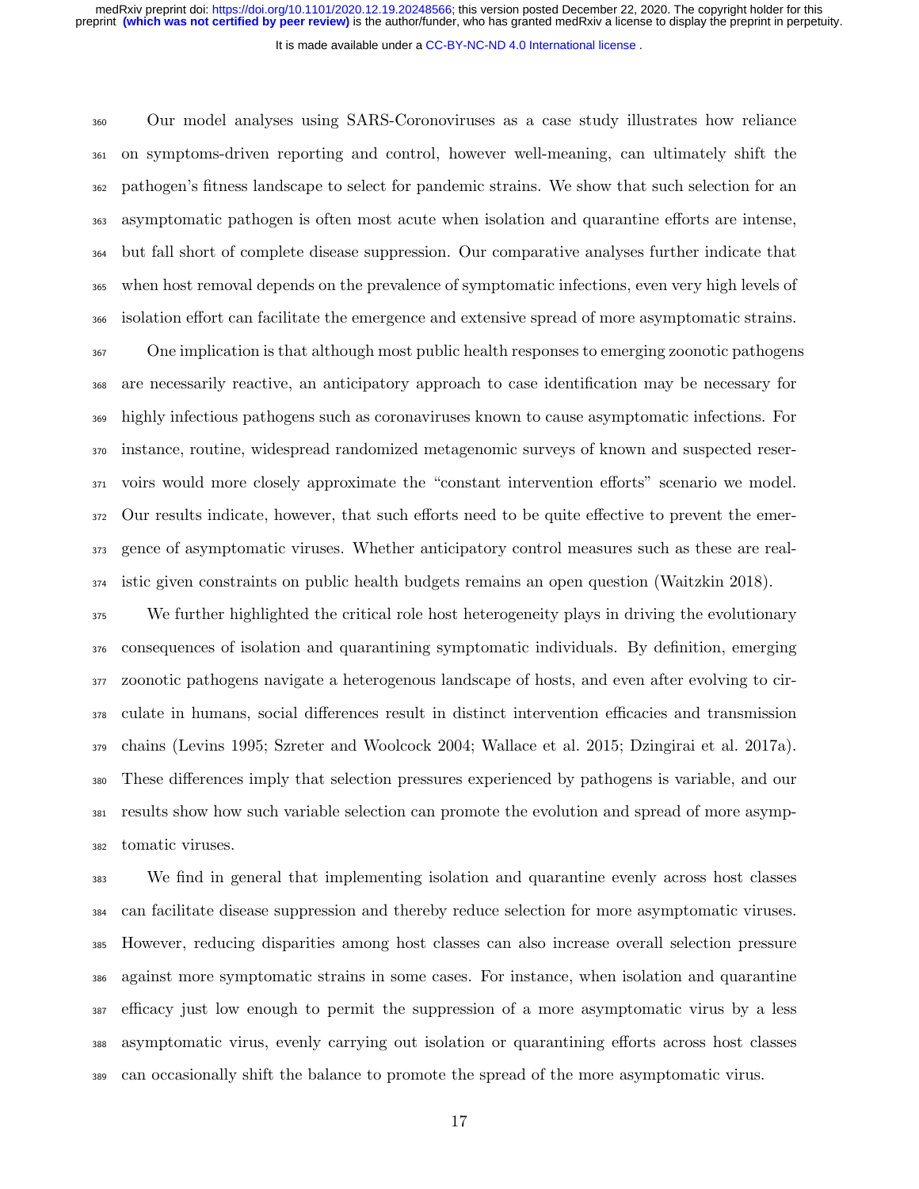Our model analyses using SARS-Coronoviruses as a case study illustrates how reliance on symptoms-driven reporting and control, however well-meaning, can ultimately shift the pathogen's fitness landscape to select for pandemic strains. We show that such selection for an asymptomatic pathogen is often most acute when isolation and quarantine efforts are intense, but fall short of complete disease suppression. Our comparative analyses further indicate that when host removal depends on the prevalence of symptomatic infections, even very high levels of isolation effort can facilitate the emergence and extensive spread of more asymptomatic strains.

One implication is that although most public health responses to emerging zoonotic pathogens are necessarily reactive, an anticipatory approach to case identification may be necessary for highly infectious pathogens such as coronaviruses known to cause asymptomatic infections. For instance, routine, widespread randomized metagenomic surveys of known and suspected reservoirs would more closely approximate the "constant intervention efforts" scenario we model. Our results indicate, however, that such efforts need to be quite effective to prevent the emergence of asymptomatic viruses. Whether anticipatory control measures such as these are realistic given constraints on public health budgets remains an open question (Waitzkin 2018).

We further highlighted the critical role host heterogeneity plays in driving the evolutionary consequences of isolation and quarantining symptomatic individuals. By definition, emerging zoonotic pathogens navigate a heterogenous landscape of hosts, and even after evolving to circulate in humans, social differences result in distinct intervention efficacies and transmission chains (Levins 1995; Szreter and Woolcock 2004; Wallace et al. 2015; Dzingirai et al. 2017a). These differences imply that selection pressures experienced by pathogens is variable, and our results show how such variable selection can promote the evolution and spread of more asymptomatic viruses.

We find in general that implementing isolation and quarantine evenly across host classes can facilitate disease suppression and thereby reduce selection for more asymptomatic viruses. However, reducing disparities among host classes can also increase overall selection pressure against more symptomatic strains in some cases. For instance, when isolation and quarantine efficacy just low enough to permit the suppression of a more asymptomatic virus by a less asymptomatic virus, evenly carrying out isolation or quarantining efforts across host classes can occasionally shift the balance to promote the spread of the more asymptomatic virus.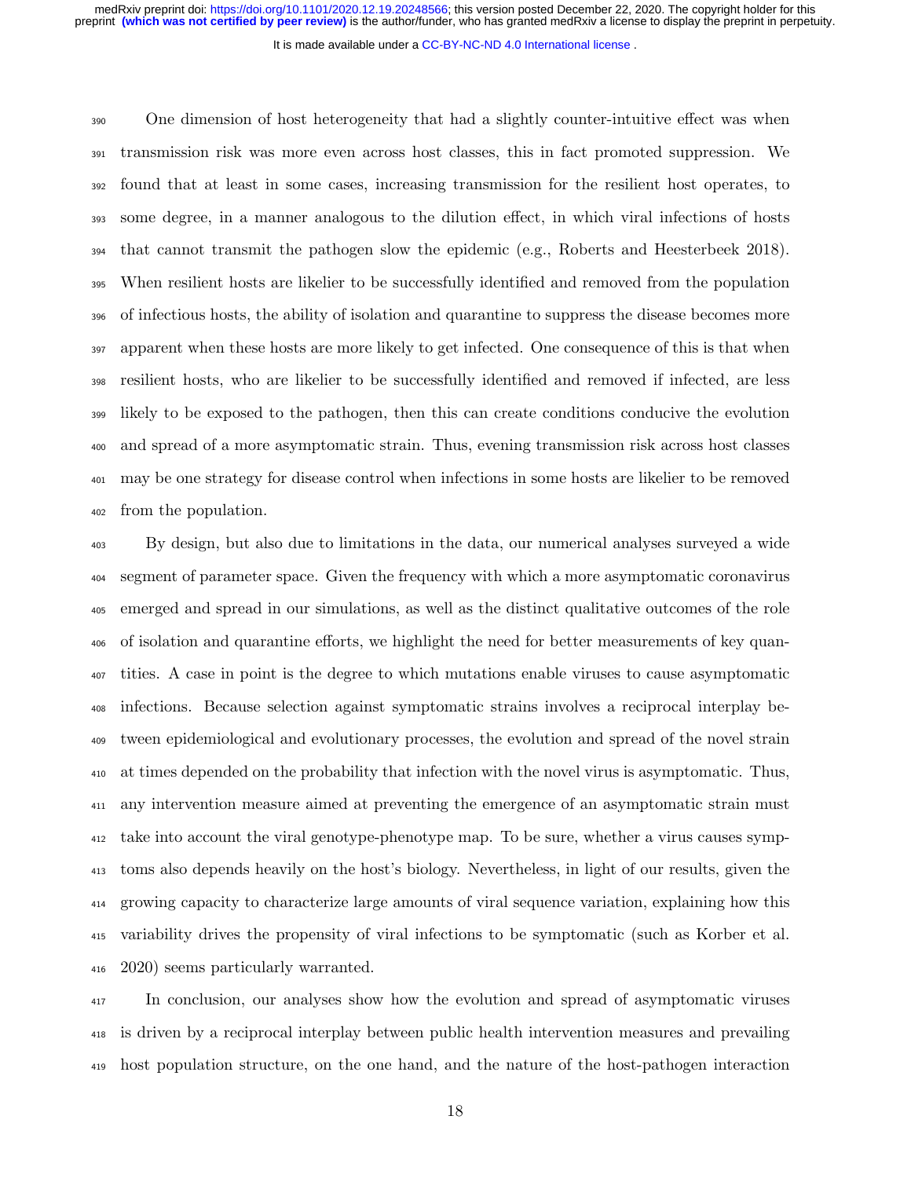One dimension of host heterogeneity that had a slightly counter-intuitive effect was when transmission risk was more even across host classes, this in fact promoted suppression. We found that at least in some cases, increasing transmission for the resilient host operates, to some degree, in a manner analogous to the dilution effect, in which viral infections of hosts that cannot transmit the pathogen slow the epidemic (e.g., Roberts and Heesterbeek 2018). When resilient hosts are likelier to be successfully identified and removed from the population of infectious hosts, the ability of isolation and quarantine to suppress the disease becomes more apparent when these hosts are more likely to get infected. One consequence of this is that when resilient hosts, who are likelier to be successfully identified and removed if infected, are less likely to be exposed to the pathogen, then this can create conditions conducive the evolution and spread of a more asymptomatic strain. Thus, evening transmission risk across host classes may be one strategy for disease control when infections in some hosts are likelier to be removed from the population.

By design, but also due to limitations in the data, our numerical analyses surveyed a wide segment of parameter space. Given the frequency with which a more asymptomatic coronavirus emerged and spread in our simulations, as well as the distinct qualitative outcomes of the role of isolation and quarantine efforts, we highlight the need for better measurements of key quantities. A case in point is the degree to which mutations enable viruses to cause asymptomatic infections. Because selection against symptomatic strains involves a reciprocal interplay between epidemiological and evolutionary processes, the evolution and spread of the novel strain at times depended on the probability that infection with the novel virus is asymptomatic. Thus, any intervention measure aimed at preventing the emergence of an asymptomatic strain must take into account the viral genotype-phenotype map. To be sure, whether a virus causes symptoms also depends heavily on the host's biology. Nevertheless, in light of our results, given the growing capacity to characterize large amounts of viral sequence variation, explaining how this variability drives the propensity of viral infections to be symptomatic (such as Korber et al. 2020) seems particularly warranted.

In conclusion, our analyses show how the evolution and spread of asymptomatic viruses is driven by a reciprocal interplay between public health intervention measures and prevailing host population structure, on the one hand, and the nature of the host-pathogen interaction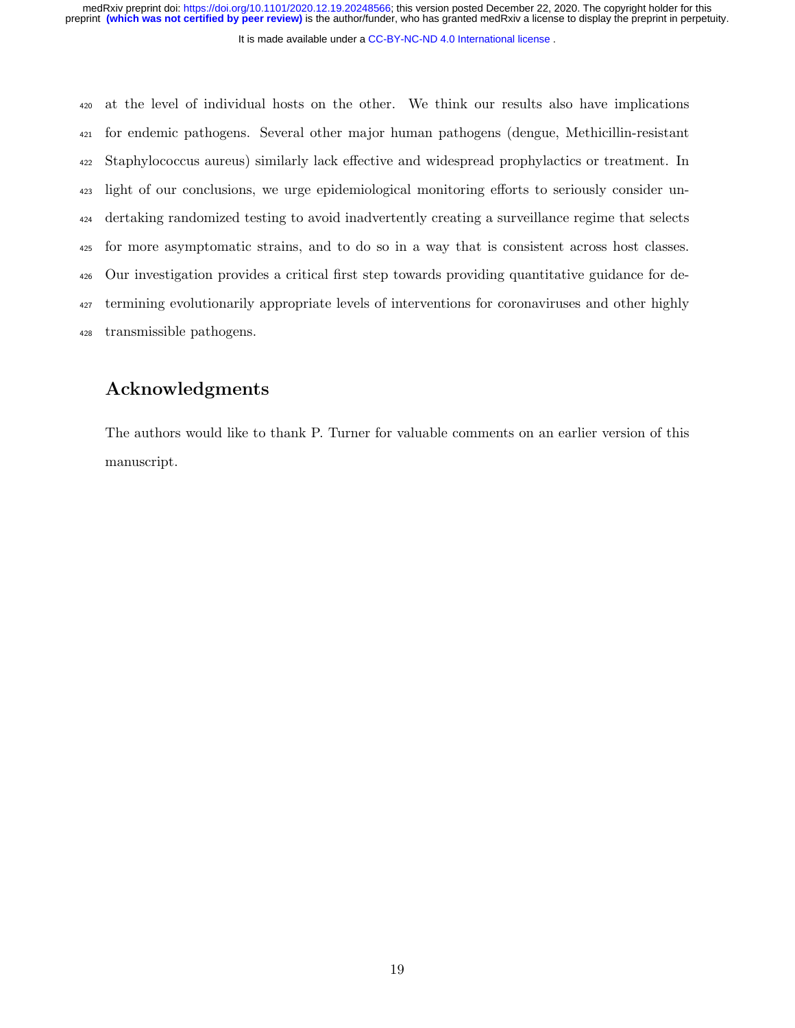at the level of individual hosts on the other. We think our results also have implications for endemic pathogens. Several other major human pathogens (dengue, Methicillin-resistant Staphylococcus aureus) similarly lack effective and widespread prophylactics or treatment. In light of our conclusions, we urge epidemiological monitoring efforts to seriously consider undertaking randomized testing to avoid inadvertently creating a surveillance regime that selects for more asymptomatic strains, and to do so in a way that is consistent across host classes. Our investigation provides a critical first step towards providing quantitative guidance for determining evolutionarily appropriate levels of interventions for coronaviruses and other highly transmissible pathogens.

## Acknowledgments

The authors would like to thank P. Turner for valuable comments on an earlier version of this manuscript.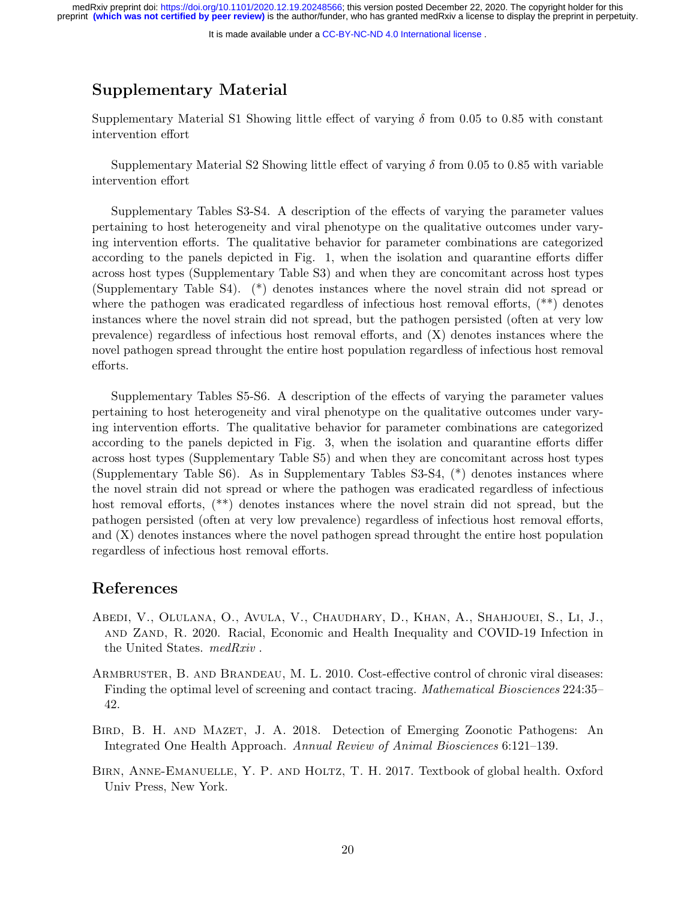## Supplementary Material

Supplementary Material S1 Showing little effect of varying $\delta$ from 0.05 to 0.85 with constant intervention effort

Supplementary Material S2 Showing little effect of varying $\delta$ from 0.05 to 0.85 with variable intervention effort

Supplementary Tables S3-S4. A description of the effects of varying the parameter values pertaining to host heterogeneity and viral phenotype on the qualitative outcomes under varying intervention efforts. The qualitative behavior for parameter combinations are categorized according to the panels depicted in Fig. 1, when the isolation and quarantine efforts differ across host types (Supplementary Table S3) and when they are concomitant across host types (Supplementary Table S4). (*) denotes instances where the novel strain did not spread or where the pathogen was eradicated regardless of infectious host removal efforts, (**) denotes instances where the novel strain did not spread, but the pathogen persisted (often at very low prevalence) regardless of infectious host removal efforts, and (X) denotes instances where the novel pathogen spread throught the entire host population regardless of infectious host removal efforts.

Supplementary Tables S5-S6. A description of the effects of varying the parameter values pertaining to host heterogeneity and viral phenotype on the qualitative outcomes under varying intervention efforts. The qualitative behavior for parameter combinations are categorized according to the panels depicted in Fig. 3, when the isolation and quarantine efforts differ across host types (Supplementary Table S5) and when they are concomitant across host types (Supplementary Table S6). As in Supplementary Tables S3-S4, (*) denotes instances where the novel strain did not spread or where the pathogen was eradicated regardless of infectious host removal efforts, (**) denotes instances where the novel strain did not spread, but the pathogen persisted (often at very low prevalence) regardless of infectious host removal efforts, and (X) denotes instances where the novel pathogen spread throught the entire host population regardless of infectious host removal efforts.

## References

Abedi, V., Olulana, O., Avula, V., Chaudhary, D., Khan, A., Shahjouei, S., Li, J., and Zand, R. 2020. Racial, Economic and Health Inequality and COVID-19 Infection in the United States. *medRxiv* .

Armbruster, B. and Brandeau, M. L. 2010. Cost-effective control of chronic viral diseases: Finding the optimal level of screening and contact tracing. *Mathematical Biosciences* 224:35–42.

Bird, B. H. and Mazet, J. A. 2018. Detection of Emerging Zoonotic Pathogens: An Integrated One Health Approach. *Annual Review of Animal Biosciences* 6:121–139.

Birn, Anne-Emanuelle, Y. P. and Holtz, T. H. 2017. Textbook of global health. Oxford Univ Press, New York.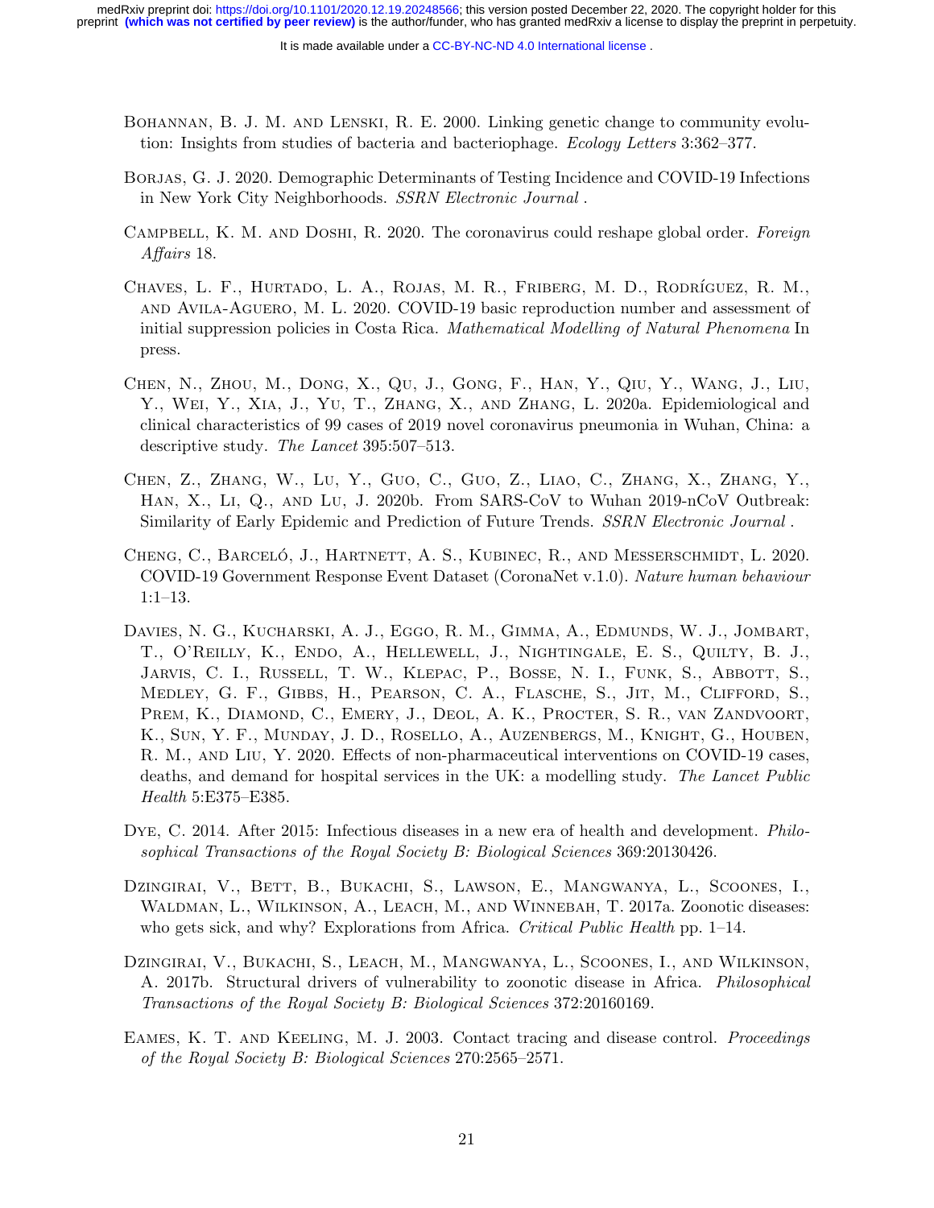Bohannan, B. J. M. and Lenski, R. E. 2000. Linking genetic change to community evolution: Insights from studies of bacteria and bacteriophage. *Ecology Letters* 3:362–377.

Borjas, G. J. 2020. Demographic Determinants of Testing Incidence and COVID-19 Infections in New York City Neighborhoods. *SSRN Electronic Journal* .

Campbell, K. M. and Doshi, R. 2020. The coronavirus could reshape global order. *Foreign Affairs* 18.

Chaves, L. F., Hurtado, L. A., Rojas, M. R., Friberg, M. D., Rodríguez, R. M., and Avila-Aguero, M. L. 2020. COVID-19 basic reproduction number and assessment of initial suppression policies in Costa Rica. *Mathematical Modelling of Natural Phenomena* In press.

Chen, N., Zhou, M., Dong, X., Qu, J., Gong, F., Han, Y., Qiu, Y., Wang, J., Liu, Y., Wei, Y., Xia, J., Yu, T., Zhang, X., and Zhang, L. 2020a. Epidemiological and clinical characteristics of 99 cases of 2019 novel coronavirus pneumonia in Wuhan, China: a descriptive study. *The Lancet* 395:507–513.

Chen, Z., Zhang, W., Lu, Y., Guo, C., Guo, Z., Liao, C., Zhang, X., Zhang, Y., Han, X., Li, Q., and Lu, J. 2020b. From SARS-CoV to Wuhan 2019-nCoV Outbreak: Similarity of Early Epidemic and Prediction of Future Trends. *SSRN Electronic Journal* .

Cheng, C., Barceló, J., Hartnett, A. S., Kubinec, R., and Messerschmidt, L. 2020. COVID-19 Government Response Event Dataset (CoronaNet v.1.0). *Nature human behaviour* 1:1–13.

Davies, N. G., Kucharski, A. J., Eggo, R. M., Gimma, A., Edmunds, W. J., Jombart, T., O'Reilly, K., Endo, A., Hellewell, J., Nightingale, E. S., Quilty, B. J., Jarvis, C. I., Russell, T. W., Klepac, P., Bosse, N. I., Funk, S., Abbott, S., Medley, G. F., Gibbs, H., Pearson, C. A., Flasche, S., Jit, M., Clifford, S., Prem, K., Diamond, C., Emery, J., Deol, A. K., Procter, S. R., van Zandvoort, K., Sun, Y. F., Munday, J. D., Rosello, A., Auzenbergs, M., Knight, G., Houben, R. M., and Liu, Y. 2020. Effects of non-pharmaceutical interventions on COVID-19 cases, deaths, and demand for hospital services in the UK: a modelling study. *The Lancet Public Health* 5:E375–E385.

Dye, C. 2014. After 2015: Infectious diseases in a new era of health and development. *Philosophical Transactions of the Royal Society B: Biological Sciences* 369:20130426.

Dzingirai, V., Bett, B., Bukachi, S., Lawson, E., Mangwanya, L., Scoones, I., Waldman, L., Wilkinson, A., Leach, M., and Winnebah, T. 2017a. Zoonotic diseases: who gets sick, and why? Explorations from Africa. *Critical Public Health* pp. 1–14.

Dzingirai, V., Bukachi, S., Leach, M., Mangwanya, L., Scoones, I., and Wilkinson, A. 2017b. Structural drivers of vulnerability to zoonotic disease in Africa. *Philosophical Transactions of the Royal Society B: Biological Sciences* 372:20160169.

Eames, K. T. and Keeling, M. J. 2003. Contact tracing and disease control. *Proceedings of the Royal Society B: Biological Sciences* 270:2565–2571.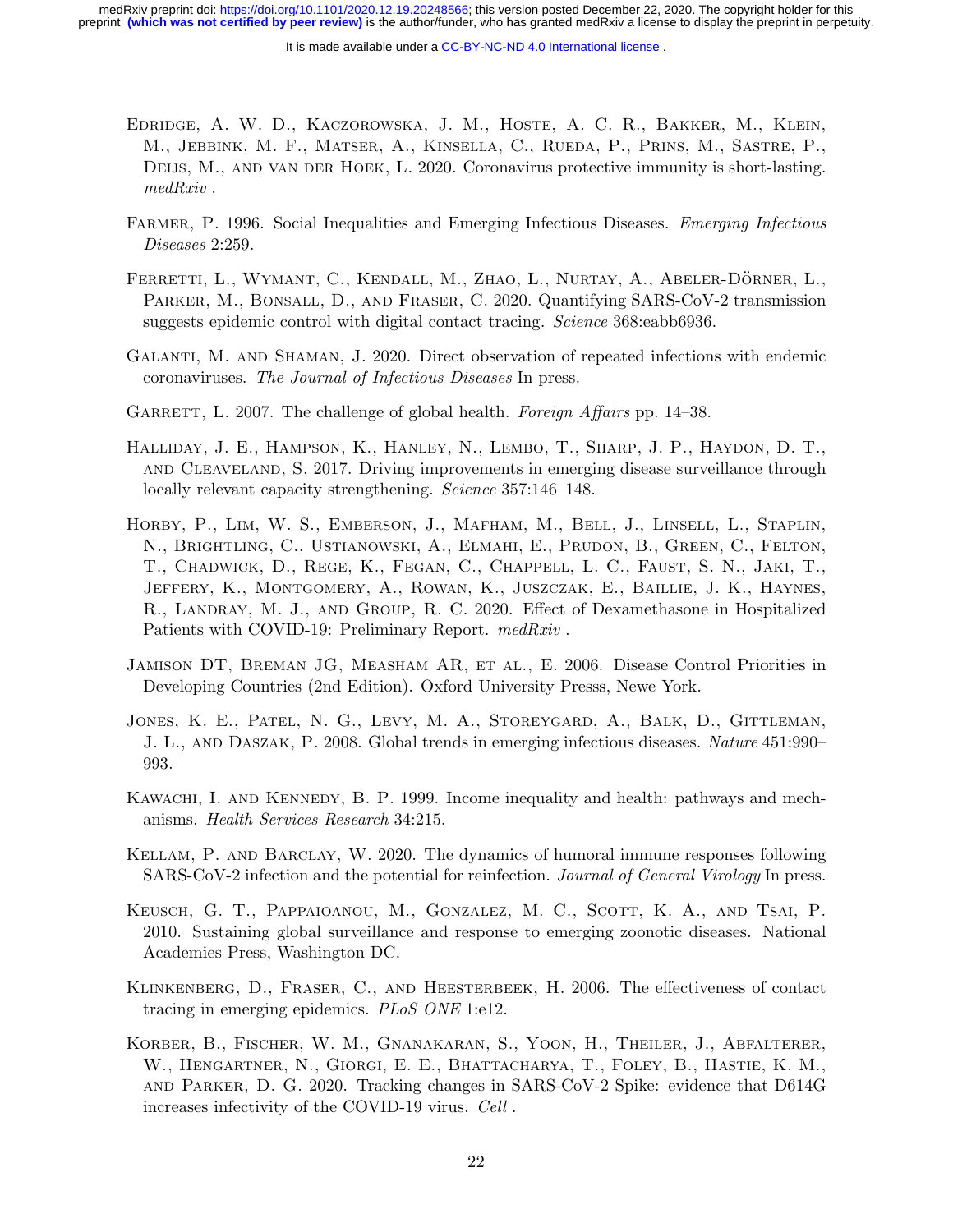Edridge, A. W. D., Kaczorowska, J. M., Hoste, A. C. R., Bakker, M., Klein, M., Jebbink, M. F., Matser, A., Kinsella, C., Rueda, P., Prins, M., Sastre, P., Deijs, M., and van der Hoek, L. 2020. Coronavirus protective immunity is short-lasting. *medRxiv* .

Farmer, P. 1996. Social Inequalities and Emerging Infectious Diseases. *Emerging Infectious Diseases* 2:259.

Ferretti, L., Wymant, C., Kendall, M., Zhao, L., Nurtay, A., Abeler-Dörner, L., Parker, M., Bonsall, D., and Fraser, C. 2020. Quantifying SARS-CoV-2 transmission suggests epidemic control with digital contact tracing. *Science* 368:eabb6936.

Galanti, M. and Shaman, J. 2020. Direct observation of repeated infections with endemic coronaviruses. *The Journal of Infectious Diseases* In press.

Garrett, L. 2007. The challenge of global health. *Foreign Affairs* pp. 14–38.

Halliday, J. E., Hampson, K., Hanley, N., Lembo, T., Sharp, J. P., Haydon, D. T., and Cleaveland, S. 2017. Driving improvements in emerging disease surveillance through locally relevant capacity strengthening. *Science* 357:146–148.

Horby, P., Lim, W. S., Emberson, J., Mafham, M., Bell, J., Linsell, L., Staplin, N., Brightling, C., Ustianowski, A., Elmahi, E., Prudon, B., Green, C., Felton, T., Chadwick, D., Rege, K., Fegan, C., Chappell, L. C., Faust, S. N., Jaki, T., Jeffery, K., Montgomery, A., Rowan, K., Juszczak, E., Baillie, J. K., Haynes, R., Landray, M. J., and Group, R. C. 2020. Effect of Dexamethasone in Hospitalized Patients with COVID-19: Preliminary Report. *medRxiv* .

Jamison DT, Breman JG, Measham AR, et al., E. 2006. Disease Control Priorities in Developing Countries (2nd Edition). Oxford University Presss, Newe York.

Jones, K. E., Patel, N. G., Levy, M. A., Storeygard, A., Balk, D., Gittleman, J. L., and Daszak, P. 2008. Global trends in emerging infectious diseases. *Nature* 451:990–993.

Kawachi, I. and Kennedy, B. P. 1999. Income inequality and health: pathways and mechanisms. *Health Services Research* 34:215.

Kellam, P. and Barclay, W. 2020. The dynamics of humoral immune responses following SARS-CoV-2 infection and the potential for reinfection. *Journal of General Virology* In press.

Keusch, G. T., Pappaioanou, M., Gonzalez, M. C., Scott, K. A., and Tsai, P. 2010. Sustaining global surveillance and response to emerging zoonotic diseases. National Academies Press, Washington DC.

Klinkenberg, D., Fraser, C., and Heesterbeek, H. 2006. The effectiveness of contact tracing in emerging epidemics. *PLoS ONE* 1:e12.

Korber, B., Fischer, W. M., Gnanakaran, S., Yoon, H., Theiler, J., Abfalterer, W., Hengartner, N., Giorgi, E. E., Bhattacharya, T., Foley, B., Hastie, K. M., and Parker, D. G. 2020. Tracking changes in SARS-CoV-2 Spike: evidence that D614G increases infectivity of the COVID-19 virus. *Cell* .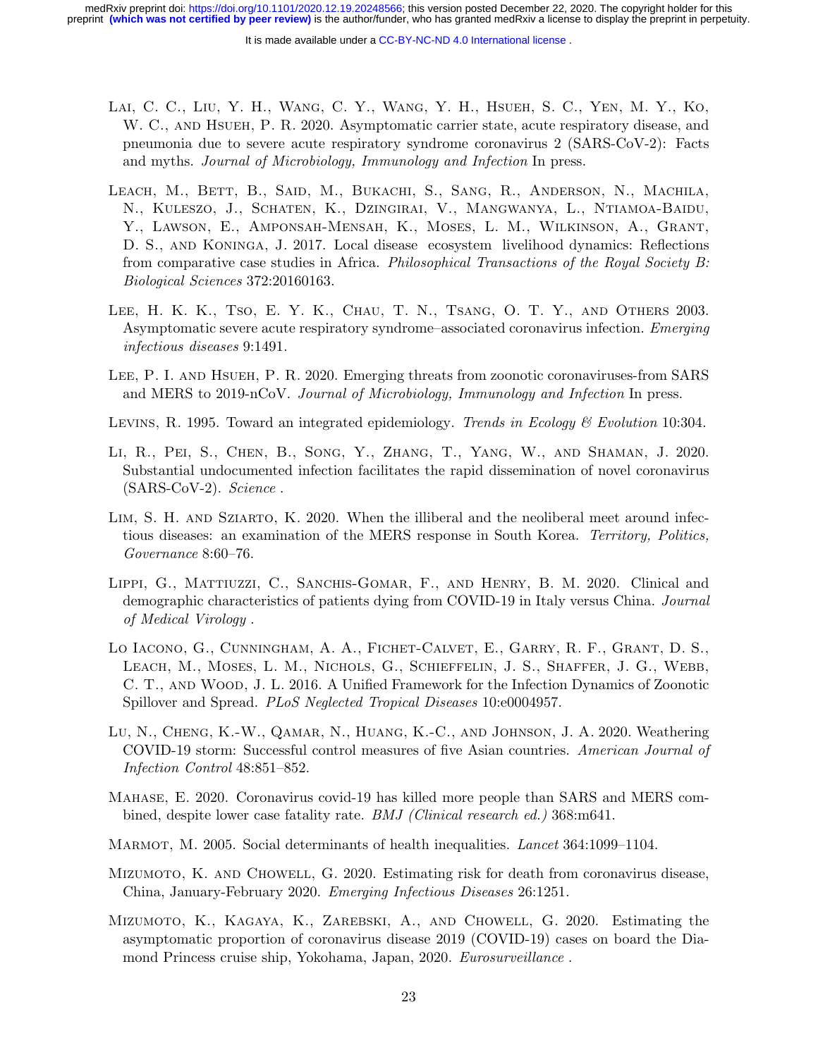Lai, C. C., Liu, Y. H., Wang, C. Y., Wang, Y. H., Hsueh, S. C., Yen, M. Y., Ko, W. C., and Hsueh, P. R. 2020. Asymptomatic carrier state, acute respiratory disease, and pneumonia due to severe acute respiratory syndrome coronavirus 2 (SARS-CoV-2): Facts and myths. *Journal of Microbiology, Immunology and Infection* In press.

Leach, M., Bett, B., Said, M., Bukachi, S., Sang, R., Anderson, N., Machila, N., Kuleszo, J., Schaten, K., Dzingirai, V., Mangwanya, L., Ntiamoa-Baidu, Y., Lawson, E., Amponsah-Mensah, K., Moses, L. M., Wilkinson, A., Grant, D. S., and Koninga, J. 2017. Local disease ecosystem livelihood dynamics: Reflections from comparative case studies in Africa. *Philosophical Transactions of the Royal Society B: Biological Sciences* 372:20160163.

Lee, H. K. K., Tso, E. Y. K., Chau, T. N., Tsang, O. T. Y., and Others 2003. Asymptomatic severe acute respiratory syndrome–associated coronavirus infection. *Emerging infectious diseases* 9:1491.

Lee, P. I. and Hsueh, P. R. 2020. Emerging threats from zoonotic coronaviruses-from SARS and MERS to 2019-nCoV. *Journal of Microbiology, Immunology and Infection* In press.

Levins, R. 1995. Toward an integrated epidemiology. *Trends in Ecology & Evolution* 10:304.

Li, R., Pei, S., Chen, B., Song, Y., Zhang, T., Yang, W., and Shaman, J. 2020. Substantial undocumented infection facilitates the rapid dissemination of novel coronavirus (SARS-CoV-2). *Science* .

Lim, S. H. and Sziarto, K. 2020. When the illiberal and the neoliberal meet around infectious diseases: an examination of the MERS response in South Korea. *Territory, Politics, Governance* 8:60–76.

Lippi, G., Mattiuzzi, C., Sanchis-Gomar, F., and Henry, B. M. 2020. Clinical and demographic characteristics of patients dying from COVID-19 in Italy versus China. *Journal of Medical Virology* .

Lo Iacono, G., Cunningham, A. A., Fichet-Calvet, E., Garry, R. F., Grant, D. S., Leach, M., Moses, L. M., Nichols, G., Schieffelin, J. S., Shaffer, J. G., Webb, C. T., and Wood, J. L. 2016. A Unified Framework for the Infection Dynamics of Zoonotic Spillover and Spread. *PLoS Neglected Tropical Diseases* 10:e0004957.

Lu, N., Cheng, K.-W., Qamar, N., Huang, K.-C., and Johnson, J. A. 2020. Weathering COVID-19 storm: Successful control measures of five Asian countries. *American Journal of Infection Control* 48:851–852.

Mahase, E. 2020. Coronavirus covid-19 has killed more people than SARS and MERS combined, despite lower case fatality rate. *BMJ (Clinical research ed.)* 368:m641.

Marmot, M. 2005. Social determinants of health inequalities. *Lancet* 364:1099–1104.

Mizumoto, K. and Chowell, G. 2020. Estimating risk for death from coronavirus disease, China, January-February 2020. *Emerging Infectious Diseases* 26:1251.

Mizumoto, K., Kagaya, K., Zarebski, A., and Chowell, G. 2020. Estimating the asymptomatic proportion of coronavirus disease 2019 (COVID-19) cases on board the Diamond Princess cruise ship, Yokohama, Japan, 2020. *Eurosurveillance* .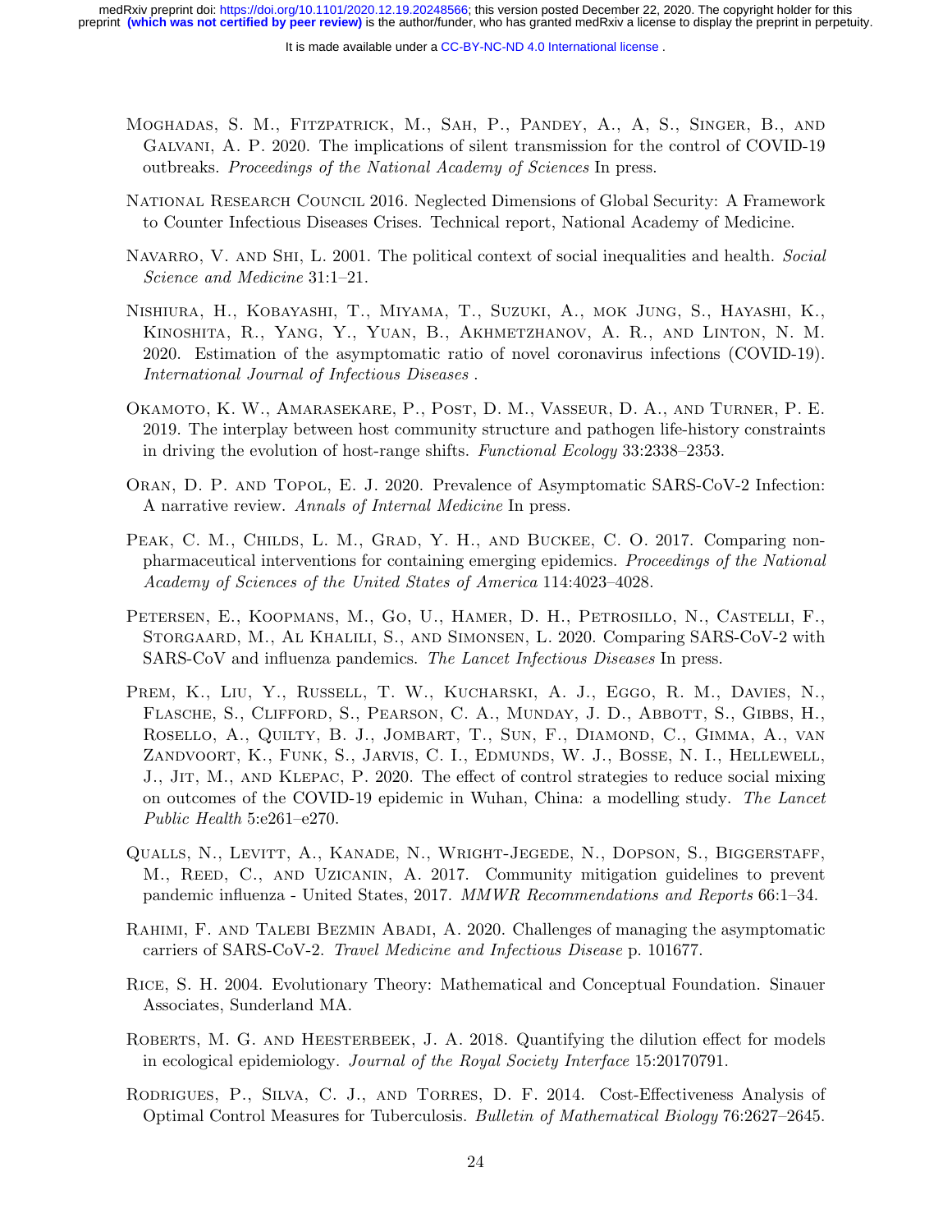Moghadas, S. M., Fitzpatrick, M., Sah, P., Pandey, A., A, S., Singer, B., and Galvani, A. P. 2020. The implications of silent transmission for the control of COVID-19 outbreaks. *Proceedings of the National Academy of Sciences* In press.

National Research Council 2016. Neglected Dimensions of Global Security: A Framework to Counter Infectious Diseases Crises. Technical report, National Academy of Medicine.

Navarro, V. and Shi, L. 2001. The political context of social inequalities and health. *Social Science and Medicine* 31:1–21.

Nishiura, H., Kobayashi, T., Miyama, T., Suzuki, A., mok Jung, S., Hayashi, K., Kinoshita, R., Yang, Y., Yuan, B., Akhmetzhanov, A. R., and Linton, N. M. 2020. Estimation of the asymptomatic ratio of novel coronavirus infections (COVID-19). *International Journal of Infectious Diseases* .

Okamoto, K. W., Amarasekare, P., Post, D. M., Vasseur, D. A., and Turner, P. E. 2019. The interplay between host community structure and pathogen life-history constraints in driving the evolution of host-range shifts. *Functional Ecology* 33:2338–2353.

Oran, D. P. and Topol, E. J. 2020. Prevalence of Asymptomatic SARS-CoV-2 Infection: A narrative review. *Annals of Internal Medicine* In press.

Peak, C. M., Childs, L. M., Grad, Y. H., and Buckee, C. O. 2017. Comparing non-pharmaceutical interventions for containing emerging epidemics. *Proceedings of the National Academy of Sciences of the United States of America* 114:4023–4028.

Petersen, E., Koopmans, M., Go, U., Hamer, D. H., Petrosillo, N., Castelli, F., Storgaard, M., Al Khalili, S., and Simonsen, L. 2020. Comparing SARS-CoV-2 with SARS-CoV and influenza pandemics. *The Lancet Infectious Diseases* In press.

Prem, K., Liu, Y., Russell, T. W., Kucharski, A. J., Eggo, R. M., Davies, N., Flasche, S., Clifford, S., Pearson, C. A., Munday, J. D., Abbott, S., Gibbs, H., Rosello, A., Quilty, B. J., Jombart, T., Sun, F., Diamond, C., Gimma, A., van Zandvoort, K., Funk, S., Jarvis, C. I., Edmunds, W. J., Bosse, N. I., Hellewell, J., Jit, M., and Klepac, P. 2020. The effect of control strategies to reduce social mixing on outcomes of the COVID-19 epidemic in Wuhan, China: a modelling study. *The Lancet Public Health* 5:e261–e270.

Qualls, N., Levitt, A., Kanade, N., Wright-Jegede, N., Dopson, S., Biggerstaff, M., Reed, C., and Uzicanin, A. 2017. Community mitigation guidelines to prevent pandemic influenza - United States, 2017. *MMWR Recommendations and Reports* 66:1–34.

Rahimi, F. and Talebi Bezmin Abadi, A. 2020. Challenges of managing the asymptomatic carriers of SARS-CoV-2. *Travel Medicine and Infectious Disease* p. 101677.

Rice, S. H. 2004. Evolutionary Theory: Mathematical and Conceptual Foundation. Sinauer Associates, Sunderland MA.

Roberts, M. G. and Heesterbeek, J. A. 2018. Quantifying the dilution effect for models in ecological epidemiology. *Journal of the Royal Society Interface* 15:20170791.

Rodrigues, P., Silva, C. J., and Torres, D. F. 2014. Cost-Effectiveness Analysis of Optimal Control Measures for Tuberculosis. *Bulletin of Mathematical Biology* 76:2627–2645.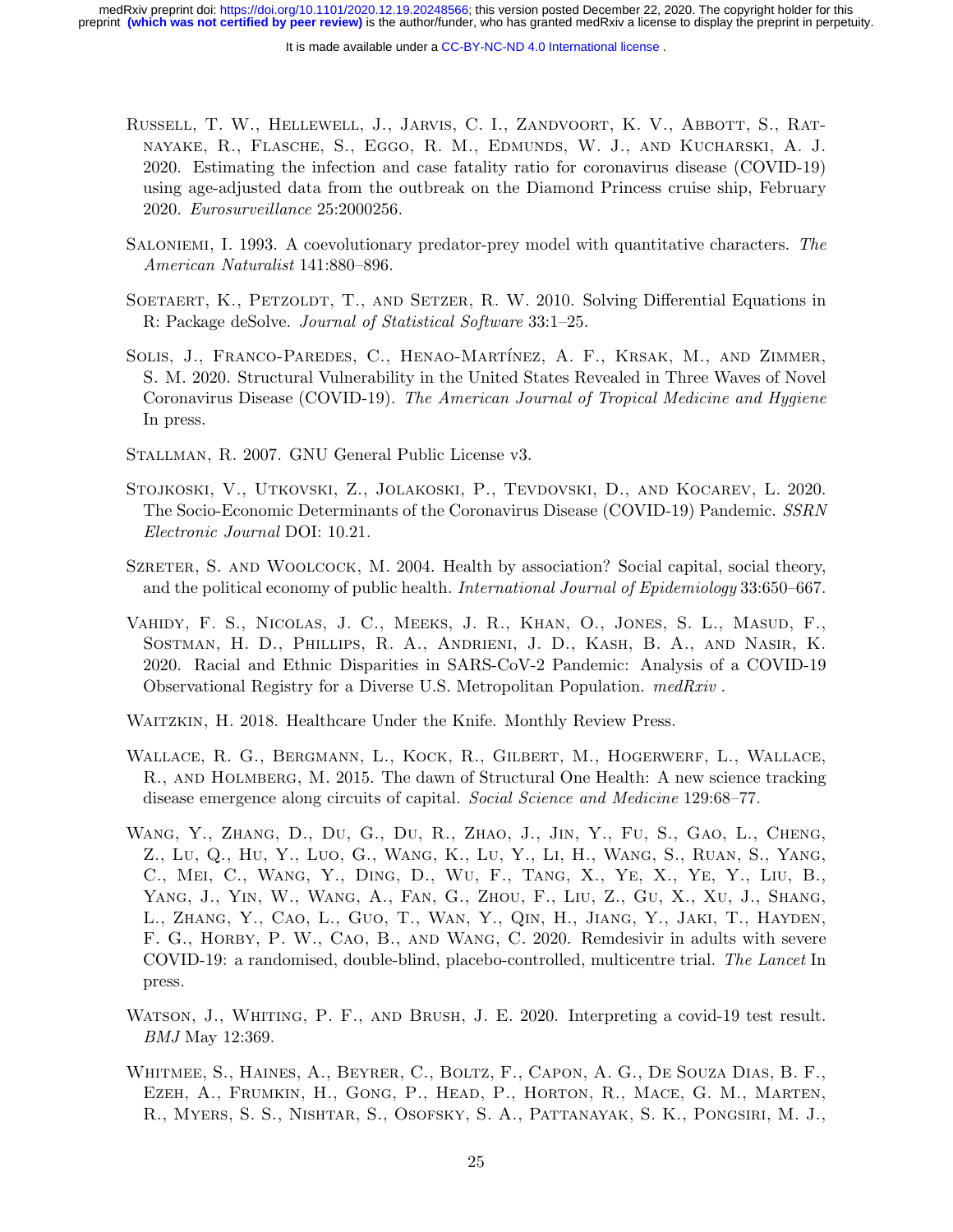Russell, T. W., Hellewell, J., Jarvis, C. I., Zandvoort, K. V., Abbott, S., Ratnayake, R., Flasche, S., Eggo, R. M., Edmunds, W. J., and Kucharski, A. J. 2020. Estimating the infection and case fatality ratio for coronavirus disease (COVID-19) using age-adjusted data from the outbreak on the Diamond Princess cruise ship, February 2020. *Eurosurveillance* 25:2000256.

Saloniemi, I. 1993. A coevolutionary predator-prey model with quantitative characters. *The American Naturalist* 141:880–896.

Soetaert, K., Petzoldt, T., and Setzer, R. W. 2010. Solving Differential Equations in R: Package deSolve. *Journal of Statistical Software* 33:1–25.

Solis, J., Franco-Paredes, C., Henao-Martínez, A. F., Krsak, M., and Zimmer, S. M. 2020. Structural Vulnerability in the United States Revealed in Three Waves of Novel Coronavirus Disease (COVID-19). *The American Journal of Tropical Medicine and Hygiene* In press.

Stallman, R. 2007. GNU General Public License v3.

Stojkoski, V., Utkovski, Z., Jolakoski, P., Tevdovski, D., and Kocarev, L. 2020. The Socio-Economic Determinants of the Coronavirus Disease (COVID-19) Pandemic. *SSRN Electronic Journal* DOI: 10.21.

Szreter, S. and Woolcock, M. 2004. Health by association? Social capital, social theory, and the political economy of public health. *International Journal of Epidemiology* 33:650–667.

Vahidy, F. S., Nicolas, J. C., Meeks, J. R., Khan, O., Jones, S. L., Masud, F., Sostman, H. D., Phillips, R. A., Andrieni, J. D., Kash, B. A., and Nasir, K. 2020. Racial and Ethnic Disparities in SARS-CoV-2 Pandemic: Analysis of a COVID-19 Observational Registry for a Diverse U.S. Metropolitan Population. *medRxiv* .

Waitzkin, H. 2018. Healthcare Under the Knife. Monthly Review Press.

Wallace, R. G., Bergmann, L., Kock, R., Gilbert, M., Hogerwerf, L., Wallace, R., and Holmberg, M. 2015. The dawn of Structural One Health: A new science tracking disease emergence along circuits of capital. *Social Science and Medicine* 129:68–77.

Wang, Y., Zhang, D., Du, G., Du, R., Zhao, J., Jin, Y., Fu, S., Gao, L., Cheng, Z., Lu, Q., Hu, Y., Luo, G., Wang, K., Lu, Y., Li, H., Wang, S., Ruan, S., Yang, C., Mei, C., Wang, Y., Ding, D., Wu, F., Tang, X., Ye, X., Ye, Y., Liu, B., Yang, J., Yin, W., Wang, A., Fan, G., Zhou, F., Liu, Z., Gu, X., Xu, J., Shang, L., Zhang, Y., Cao, L., Guo, T., Wan, Y., Qin, H., Jiang, Y., Jaki, T., Hayden, F. G., Horby, P. W., Cao, B., and Wang, C. 2020. Remdesivir in adults with severe COVID-19: a randomised, double-blind, placebo-controlled, multicentre trial. *The Lancet* In press.

Watson, J., Whiting, P. F., and Brush, J. E. 2020. Interpreting a covid-19 test result. *BMJ* May 12:369.

Whitmee, S., Haines, A., Beyrer, C., Boltz, F., Capon, A. G., De Souza Dias, B. F., Ezeh, A., Frumkin, H., Gong, P., Head, P., Horton, R., Mace, G. M., Marten, R., Myers, S. S., Nishtar, S., Osofsky, S. A., Pattanayak, S. K., Pongsiri, M. J.,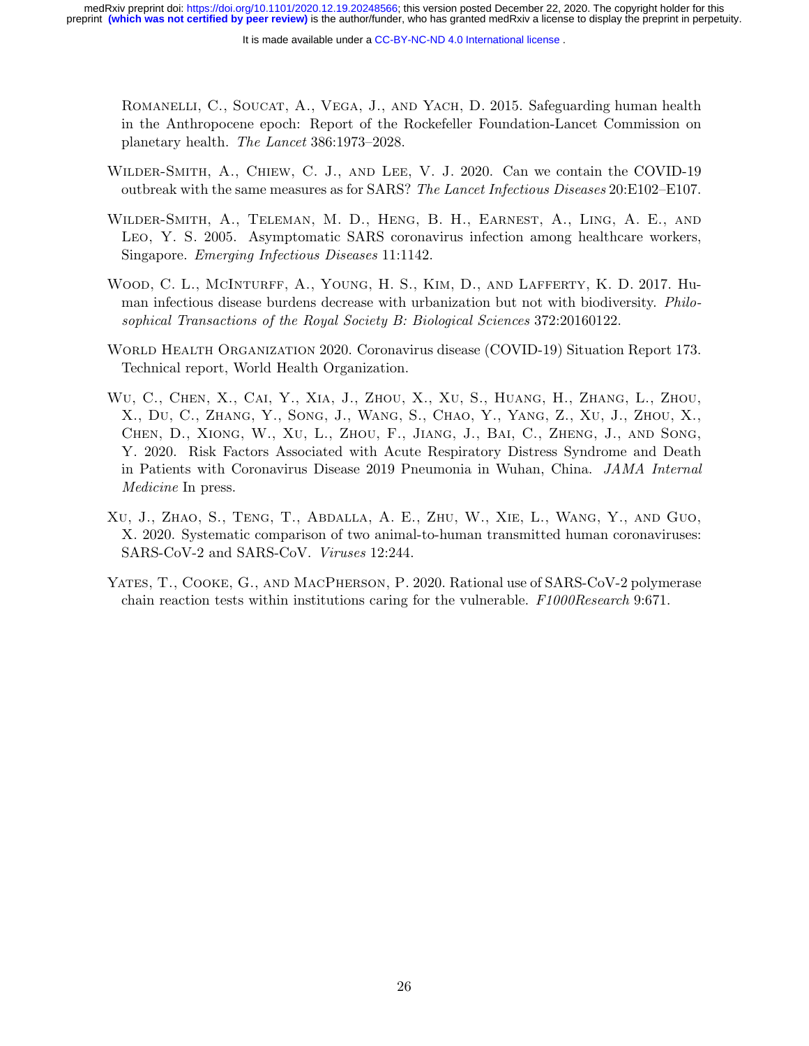Romanelli, C., Soucat, A., Vega, J., and Yach, D. 2015. Safeguarding human health in the Anthropocene epoch: Report of the Rockefeller Foundation-Lancet Commission on planetary health. *The Lancet* 386:1973–2028.

Wilder-Smith, A., Chiew, C. J., and Lee, V. J. 2020. Can we contain the COVID-19 outbreak with the same measures as for SARS? *The Lancet Infectious Diseases* 20:E102–E107.

Wilder-Smith, A., Teleman, M. D., Heng, B. H., Earnest, A., Ling, A. E., and Leo, Y. S. 2005. Asymptomatic SARS coronavirus infection among healthcare workers, Singapore. *Emerging Infectious Diseases* 11:1142.

Wood, C. L., McInturff, A., Young, H. S., Kim, D., and Lafferty, K. D. 2017. Human infectious disease burdens decrease with urbanization but not with biodiversity. *Philosophical Transactions of the Royal Society B: Biological Sciences* 372:20160122.

World Health Organization 2020. Coronavirus disease (COVID-19) Situation Report 173. Technical report, World Health Organization.

Wu, C., Chen, X., Cai, Y., Xia, J., Zhou, X., Xu, S., Huang, H., Zhang, L., Zhou, X., Du, C., Zhang, Y., Song, J., Wang, S., Chao, Y., Yang, Z., Xu, J., Zhou, X., Chen, D., Xiong, W., Xu, L., Zhou, F., Jiang, J., Bai, C., Zheng, J., and Song, Y. 2020. Risk Factors Associated with Acute Respiratory Distress Syndrome and Death in Patients with Coronavirus Disease 2019 Pneumonia in Wuhan, China. *JAMA Internal Medicine* In press.

Xu, J., Zhao, S., Teng, T., Abdalla, A. E., Zhu, W., Xie, L., Wang, Y., and Guo, X. 2020. Systematic comparison of two animal-to-human transmitted human coronaviruses: SARS-CoV-2 and SARS-CoV. *Viruses* 12:244.

Yates, T., Cooke, G., and MacPherson, P. 2020. Rational use of SARS-CoV-2 polymerase chain reaction tests within institutions caring for the vulnerable. *F1000Research* 9:671.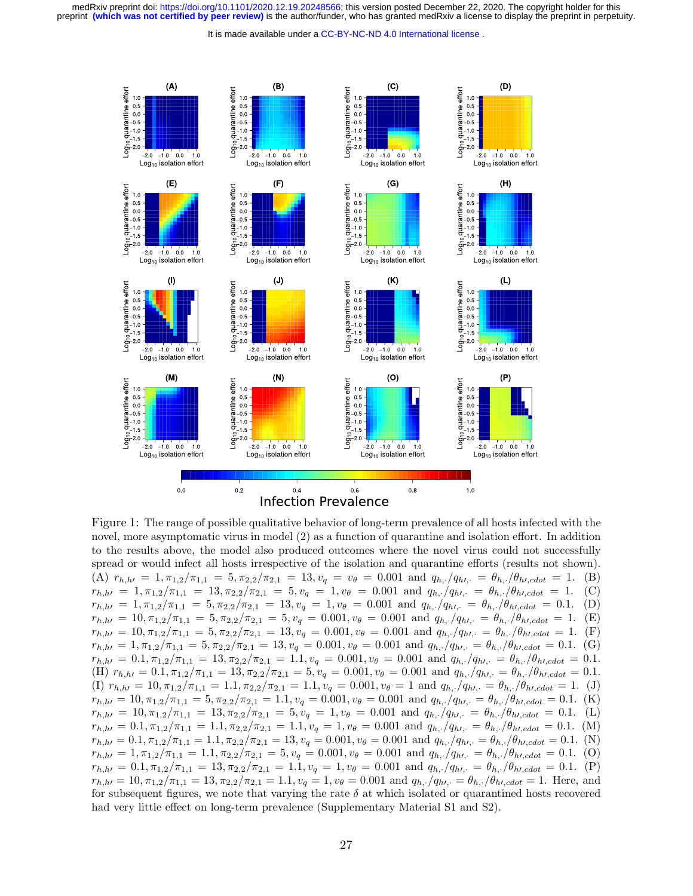Figure 1: The range of possible qualitative behavior of long-term prevalence of all hosts infected with the novel, more asymptomatic virus in model (2) as a function of quarantine and isolation effort. In addition to the results above, the model also produced outcomes where the novel virus could not successfully spread or would infect all hosts irrespective of the isolation and quarantine efforts (results not shown). (A) $r_{h,h\prime} = 1, \pi_{1,2}/\pi_{1,1} = 5, \pi_{2,2}/\pi_{2,1} = 13, v_q = v_\theta = 0.001$ and $q_{h,\cdot}/q_{h\prime,\cdot} = \theta_{h,\cdot}/\theta_{h\prime,cdot} = 1$. (B) $r_{h,h\prime} = 1, \pi_{1,2}/\pi_{1,1} = 13, \pi_{2,2}/\pi_{2,1} = 5, v_q = 1, v_\theta = 0.001$ and $q_{h,\cdot}/q_{h\prime,\cdot} = \theta_{h,\cdot}/\theta_{h\prime,cdot} = 1$. (C) $r_{h,h\prime} = 1, \pi_{1,2}/\pi_{1,1} = 5, \pi_{2,2}/\pi_{2,1} = 13, v_q = 1, v_\theta = 0.001$ and $q_{h,\cdot}/q_{h\prime,\cdot} = \theta_{h,\cdot}/\theta_{h\prime,cdot} = 0.1$. (D) $r_{h,h\prime} = 10, \pi_{1,2}/\pi_{1,1} = 5, \pi_{2,2}/\pi_{2,1} = 5, v_q = 0.001, v_\theta = 0.001$ and $q_{h,\cdot}/q_{h\prime,\cdot} = \theta_{h,\cdot}/\theta_{h\prime,cdot} = 1$. (E) $r_{h,h\prime} = 10, \pi_{1,2}/\pi_{1,1} = 5, \pi_{2,2}/\pi_{2,1} = 13, v_q = 0.001, v_\theta = 0.001$ and $q_{h,\cdot}/q_{h\prime,\cdot} = \theta_{h,\cdot}/\theta_{h\prime,cdot} = 1$. (F) $r_{h,h\prime} = 1, \pi_{1,2}/\pi_{1,1} = 5, \pi_{2,2}/\pi_{2,1} = 13, v_q = 0.001, v_\theta = 0.001$ and $q_{h,\cdot}/q_{h\prime,\cdot} = \theta_{h,\cdot}/\theta_{h\prime,cdot} = 0.1$. (G) $r_{h,h\prime} = 0.1, \pi_{1,2}/\pi_{1,1} = 13, \pi_{2,2}/\pi_{2,1} = 1.1, v_q = 0.001, v_\theta = 0.001$ and $q_{h,\cdot}/q_{h\prime,\cdot} = \theta_{h,\cdot}/\theta_{h\prime,cdot} = 0.1$. (H) $r_{h,h\prime} = 0.1, \pi_{1,2}/\pi_{1,1} = 13, \pi_{2,2}/\pi_{2,1} = 5, v_q = 0.001, v_\theta = 0.001$ and $q_{h,\cdot}/q_{h\prime,\cdot} = \theta_{h,\cdot}/\theta_{h\prime,cdot} = 0.1$. (I) $r_{h,h\prime} = 10, \pi_{1,2}/\pi_{1,1} = 1.1, \pi_{2,2}/\pi_{2,1} = 1.1, v_q = 0.001, v_\theta = 1$ and $q_{h,\cdot}/q_{h\prime,\cdot} = \theta_{h,\cdot}/\theta_{h\prime,cdot} = 1$. (J) $r_{h,h\prime} = 10, \pi_{1,2}/\pi_{1,1} = 5, \pi_{2,2}/\pi_{2,1} = 1.1, v_q = 0.001, v_\theta = 0.001$ and $q_{h,\cdot}/q_{h\prime,\cdot} = \theta_{h,\cdot}/\theta_{h\prime,cdot} = 0.1$. (K) $r_{h,h\prime} = 10, \pi_{1,2}/\pi_{1,1} = 13, \pi_{2,2}/\pi_{2,1} = 5, v_q = 1, v_\theta = 0.001$ and $q_{h,\cdot}/q_{h\prime,\cdot} = \theta_{h,\cdot}/\theta_{h\prime,cdot} = 0.1$. (L) $r_{h,h\prime} = 0.1, \pi_{1,2}/\pi_{1,1} = 1.1, \pi_{2,2}/\pi_{2,1} = 1.1, v_q = 1, v_\theta = 0.001$ and $q_{h,\cdot}/q_{h\prime,\cdot} = \theta_{h,\cdot}/\theta_{h\prime,cdot} = 0.1$. (M) $r_{h,h\prime} = 0.1, \pi_{1,2}/\pi_{1,1} = 1.1, \pi_{2,2}/\pi_{2,1} = 13, v_q = 0.001, v_\theta = 0.001$ and $q_{h,\cdot}/q_{h\prime,\cdot} = \theta_{h,\cdot}/\theta_{h\prime,cdot} = 0.1$. (N) $r_{h,h\prime} = 1, \pi_{1,2}/\pi_{1,1} = 1.1, \pi_{2,2}/\pi_{2,1} = 5, v_q = 0.001, v_\theta = 0.001$ and $q_{h,\cdot}/q_{h\prime,\cdot} = \theta_{h,\cdot}/\theta_{h\prime,cdot} = 0.1$. (O) $r_{h,h\prime} = 0.1, \pi_{1,2}/\pi_{1,1} = 13, \pi_{2,2}/\pi_{2,1} = 1.1, v_q = 1, v_\theta = 0.001$ and $q_{h,\cdot}/q_{h\prime,\cdot} = \theta_{h,\cdot}/\theta_{h\prime,cdot} = 0.1$. (P) $r_{h,h\prime} = 10, \pi_{1,2}/\pi_{1,1} = 13, \pi_{2,2}/\pi_{2,1} = 1.1, v_q = 1, v_\theta = 0.001$ and $q_{h,\cdot}/q_{h\prime,\cdot} = \theta_{h,\cdot}/\theta_{h\prime,cdot} = 1$. Here, and for subsequent figures, we note that varying the rate $\delta$ at which isolated or quarantined hosts recovered had very little effect on long-term prevalence (Supplementary Material S1 and S2).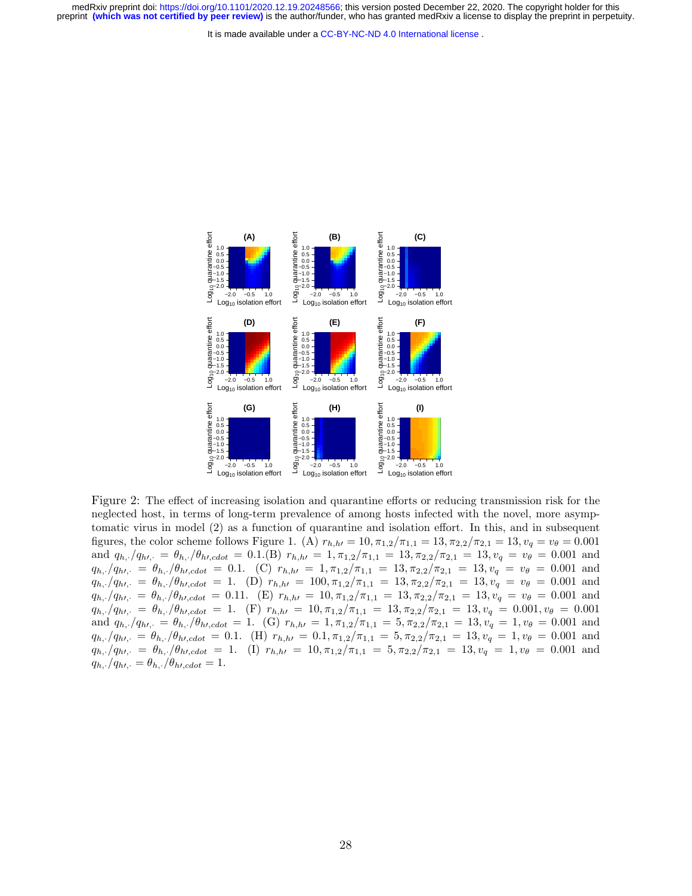Figure 2: The effect of increasing isolation and quarantine efforts or reducing transmission risk for the neglected host, in terms of long-term prevalence of among hosts infected with the novel, more asymptomatic virus in model (2) as a function of quarantine and isolation effort. In this, and in subsequent figures, the color scheme follows Figure 1. (A) $r_{h,h\prime} = 10, \pi_{1,2}/\pi_{1,1} = 13, \pi_{2,2}/\pi_{2,1} = 13, v_q = v_\theta = 0.001$ and $q_{h,\cdot}/q_{h\prime,\cdot} = \theta_{h,\cdot}/\theta_{h\prime,cdot} = 0.1$.(B) $r_{h,h\prime} = 1, \pi_{1,2}/\pi_{1,1} = 13, \pi_{2,2}/\pi_{2,1} = 13, v_q = v_\theta = 0.001$ and $q_{h,\cdot}/q_{h\prime,\cdot} = \theta_{h,\cdot}/\theta_{h\prime,cdot} = 0.1$. (C) $r_{h,h\prime} = 1, \pi_{1,2}/\pi_{1,1} = 13, \pi_{2,2}/\pi_{2,1} = 13, v_q = v_\theta = 0.001$ and $q_{h,\cdot}/q_{h\prime,\cdot} = \theta_{h,\cdot}/\theta_{h\prime,cdot} = 1$. (D) $r_{h,h\prime} = 100, \pi_{1,2}/\pi_{1,1} = 13, \pi_{2,2}/\pi_{2,1} = 13, v_q = v_\theta = 0.001$ and $q_{h,\cdot}/q_{h\prime,\cdot} = \theta_{h,\cdot}/\theta_{h\prime,cdot} = 0.11$. (E) $r_{h,h\prime} = 10, \pi_{1,2}/\pi_{1,1} = 13, \pi_{2,2}/\pi_{2,1} = 13, v_q = v_\theta = 0.001$ and $q_{h,\cdot}/q_{h\prime,\cdot} = \theta_{h,\cdot}/\theta_{h\prime,cdot} = 1$. (F) $r_{h,h\prime} = 10, \pi_{1,2}/\pi_{1,1} = 13, \pi_{2,2}/\pi_{2,1} = 13, v_q = 0.001, v_\theta = 0.001$ and $q_{h,\cdot}/q_{h\prime,\cdot} = \theta_{h,\cdot}/\theta_{h\prime,cdot} = 1$. (G) $r_{h,h\prime} = 1, \pi_{1,2}/\pi_{1,1} = 5, \pi_{2,2}/\pi_{2,1} = 13, v_q = 1, v_\theta = 0.001$ and $q_{h,\cdot}/q_{h\prime,\cdot} = \theta_{h,\cdot}/\theta_{h\prime,cdot} = 0.1$. (H) $r_{h,h\prime} = 0.1, \pi_{1,2}/\pi_{1,1} = 5, \pi_{2,2}/\pi_{2,1} = 13, v_q = 1, v_\theta = 0.001$ and $q_{h,\cdot}/q_{h\prime,\cdot} = \theta_{h,\cdot}/\theta_{h\prime,cdot} = 1$. (I) $r_{h,h\prime} = 10, \pi_{1,2}/\pi_{1,1} = 5, \pi_{2,2}/\pi_{2,1} = 13, v_q = 1, v_\theta = 0.001$ and $q_{h,\cdot}/q_{h\prime,\cdot} = \theta_{h,\cdot}/\theta_{h\prime,cdot} = 1$.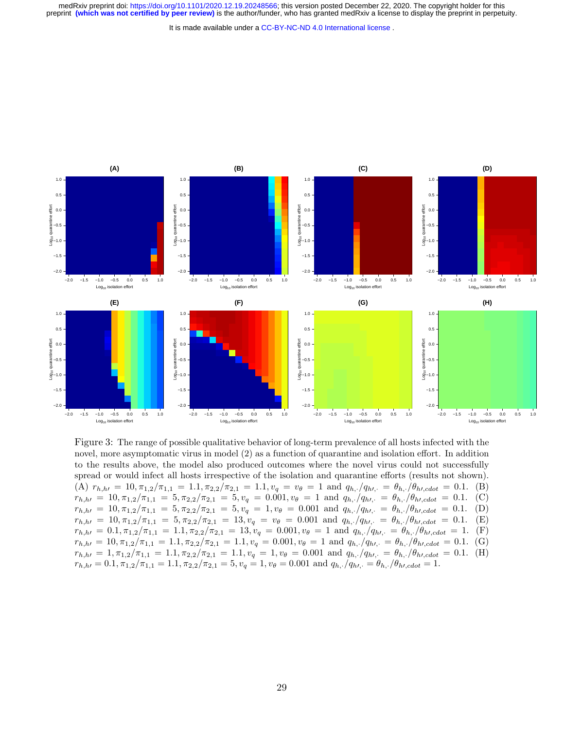Figure 3: The range of possible qualitative behavior of long-term prevalence of all hosts infected with the novel, more asymptomatic virus in model (2) as a function of quarantine and isolation effort. In addition to the results above, the model also produced outcomes where the novel virus could not successfully spread or would infect all hosts irrespective of the isolation and quarantine efforts (results not shown). (A) $r_{h,h\prime} = 10, \pi_{1,2}/\pi_{1,1} = 1.1, \pi_{2,2}/\pi_{2,1} = 1.1, v_q = v_\theta = 1$ and $q_{h,\cdot}/q_{h\prime,\cdot} = \theta_{h,\cdot}/\theta_{h\prime,cdot} = 0.1$. (B) $r_{h,h\prime} = 10, \pi_{1,2}/\pi_{1,1} = 5, \pi_{2,2}/\pi_{2,1} = 5, v_q = 0.001, v_\theta = 1$ and $q_{h,\cdot}/q_{h\prime,\cdot} = \theta_{h,\cdot}/\theta_{h\prime,cdot} = 0.1$. (C) $r_{h,h\prime} = 10, \pi_{1,2}/\pi_{1,1} = 5, \pi_{2,2}/\pi_{2,1} = 5, v_q = 1, v_\theta = 0.001$ and $q_{h,\cdot}/q_{h\prime,\cdot} = \theta_{h,\cdot}/\theta_{h\prime,cdot} = 0.1$. (D) $r_{h,h\prime} = 10, \pi_{1,2}/\pi_{1,1} = 5, \pi_{2,2}/\pi_{2,1} = 13, v_q = v_\theta = 0.001$ and $q_{h,\cdot}/q_{h\prime,\cdot} = \theta_{h,\cdot}/\theta_{h\prime,cdot} = 0.1$. (E) $r_{h,h\prime} = 0.1, \pi_{1,2}/\pi_{1,1} = 1.1, \pi_{2,2}/\pi_{2,1} = 13, v_q = 0.001, v_\theta = 1$ and $q_{h,\cdot}/q_{h\prime,\cdot} = \theta_{h,\cdot}/\theta_{h\prime,cdot} = 1$. (F) $r_{h,h\prime} = 10, \pi_{1,2}/\pi_{1,1} = 1.1, \pi_{2,2}/\pi_{2,1} = 1.1, v_q = 0.001, v_\theta = 1$ and $q_{h,\cdot}/q_{h\prime,\cdot} = \theta_{h,\cdot}/\theta_{h\prime,cdot} = 0.1$. (G) $r_{h,h\prime} = 1, \pi_{1,2}/\pi_{1,1} = 1.1, \pi_{2,2}/\pi_{2,1} = 1.1, v_q = 1, v_\theta = 0.001$ and $q_{h,\cdot}/q_{h\prime,\cdot} = \theta_{h,\cdot}/\theta_{h\prime,cdot} = 0.1$. (H) $r_{h,h\prime} = 0.1, \pi_{1,2}/\pi_{1,1} = 1.1, \pi_{2,2}/\pi_{2,1} = 5, v_q = 1, v_\theta = 0.001$ and $q_{h,\cdot}/q_{h\prime,\cdot} = \theta_{h,\cdot}/\theta_{h\prime,cdot} = 1$.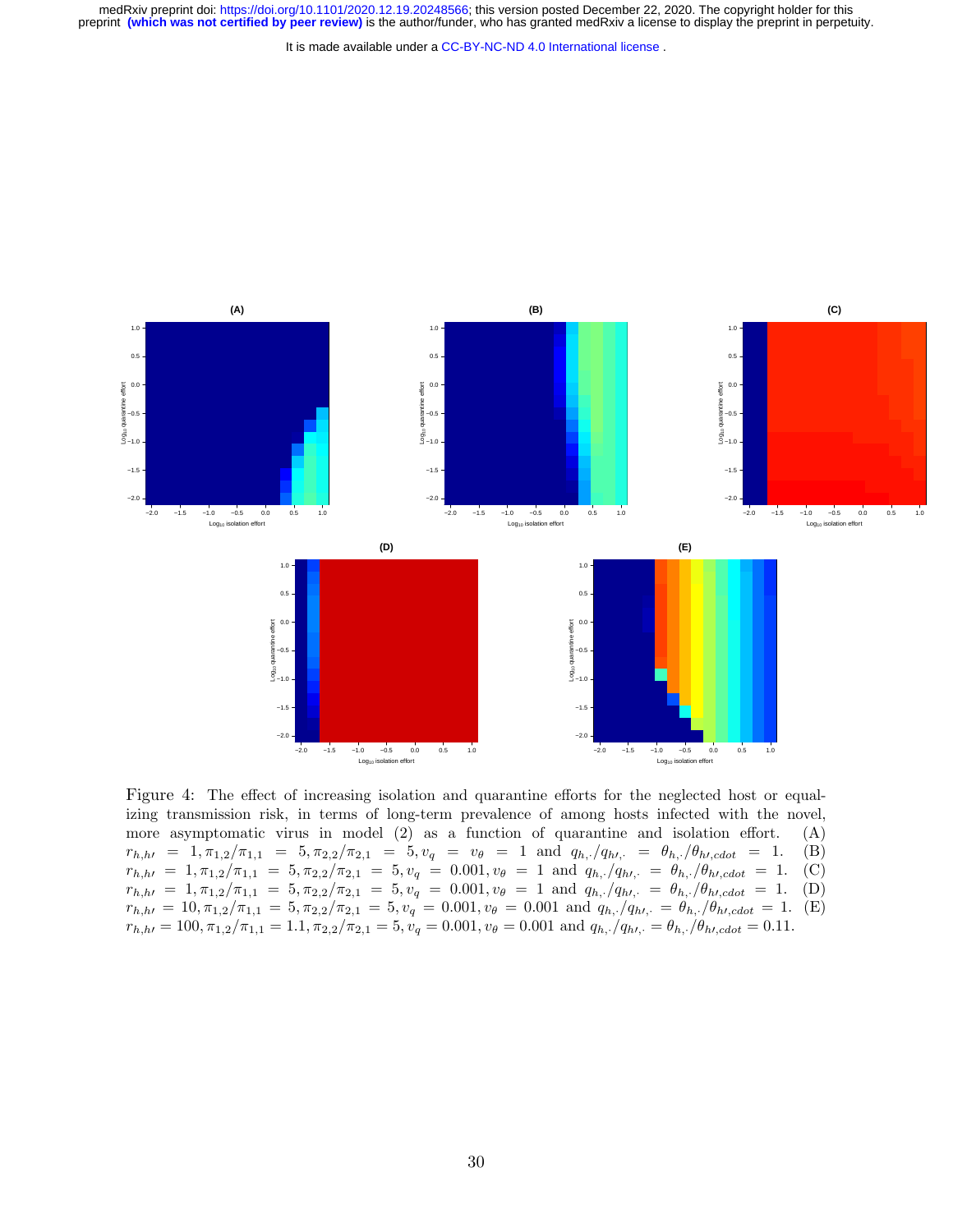(A)

1.0
0.5
0.0
−0.5
−1.0
−1.5
−2.0

Log$_{10}$ quarantine effort

−2.0 −1.5 −1.0 −0.5 0.0 0.5 1.0

Log$_{10}$ isolation effort

(B)

1.0
0.5
0.0
−0.5
−1.0
−1.5
−2.0

Log$_{10}$ quarantine effort

−2.0 −1.5 −1.0 −0.5 0.0 0.5 1.0

Log$_{10}$ isolation effort

(C)

1.0
0.5
0.0
−0.5
−1.0
−1.5
−2.0

Log$_{10}$ quarantine effort

−2.0 −1.5 −1.0 −0.5 0.0 0.5 1.0

Log$_{10}$ isolation effort

(D)

1.0
0.5
0.0
−0.5
−1.0
−1.5
−2.0

Log$_{10}$ quarantine effort

−2.0 −1.5 −1.0 −0.5 0.0 0.5 1.0

Log$_{10}$ isolation effort

(E)

1.0
0.5
0.0
−0.5
−1.0
−1.5
−2.0

Log$_{10}$ quarantine effort

−2.0 −1.5 −1.0 −0.5 0.0 0.5 1.0

Log$_{10}$ isolation effort

Figure 4: The effect of increasing isolation and quarantine efforts for the neglected host or equalizing transmission risk, in terms of long-term prevalence of among hosts infected with the novel, more asymptomatic virus in model (2) as a function of quarantine and isolation effort. (A) $r_{h,h\prime} = 1, \pi_{1,2}/\pi_{1,1} = 5, \pi_{2,2}/\pi_{2,1} = 5, v_q = v_\theta = 1$ and $q_{h,\cdot}/q_{h\prime,\cdot} = \theta_{h,\cdot}/\theta_{h\prime,cdot} = 1$. (B) $r_{h,h\prime} = 1, \pi_{1,2}/\pi_{1,1} = 5, \pi_{2,2}/\pi_{2,1} = 5, v_q = 0.001, v_\theta = 1$ and $q_{h,\cdot}/q_{h\prime,\cdot} = \theta_{h,\cdot}/\theta_{h\prime,cdot} = 1$. (C) $r_{h,h\prime} = 1, \pi_{1,2}/\pi_{1,1} = 5, \pi_{2,2}/\pi_{2,1} = 5, v_q = 0.001, v_\theta = 1$ and $q_{h,\cdot}/q_{h\prime,\cdot} = \theta_{h,\cdot}/\theta_{h\prime,cdot} = 1$. (D) $r_{h,h\prime} = 10, \pi_{1,2}/\pi_{1,1} = 5, \pi_{2,2}/\pi_{2,1} = 5, v_q = 0.001, v_\theta = 0.001$ and $q_{h,\cdot}/q_{h\prime,\cdot} = \theta_{h,\cdot}/\theta_{h\prime,cdot} = 1$. (E) $r_{h,h\prime} = 100, \pi_{1,2}/\pi_{1,1} = 1.1, \pi_{2,2}/\pi_{2,1} = 5, v_q = 0.001, v_\theta = 0.001$ and $q_{h,\cdot}/q_{h\prime,\cdot} = \theta_{h,\cdot}/\theta_{h\prime,cdot} = 0.11$.